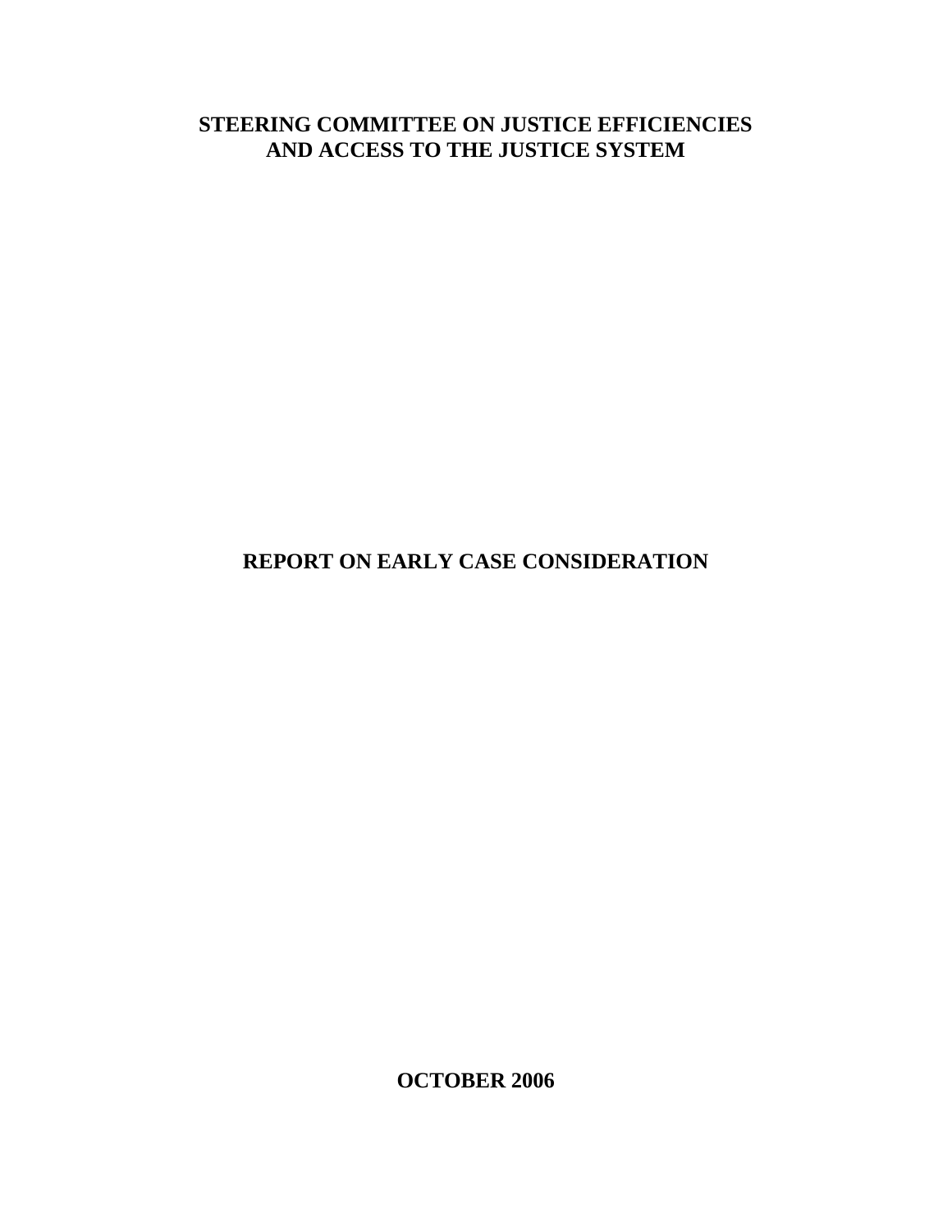# STEERING COMMITTEE ON JUSTICE EFFICIENCIES AND ACCESS TO THE JUSTICE SYSTEM

# REPORT ON EARLY CASE CONSIDERATION

**OCTOBER 2006**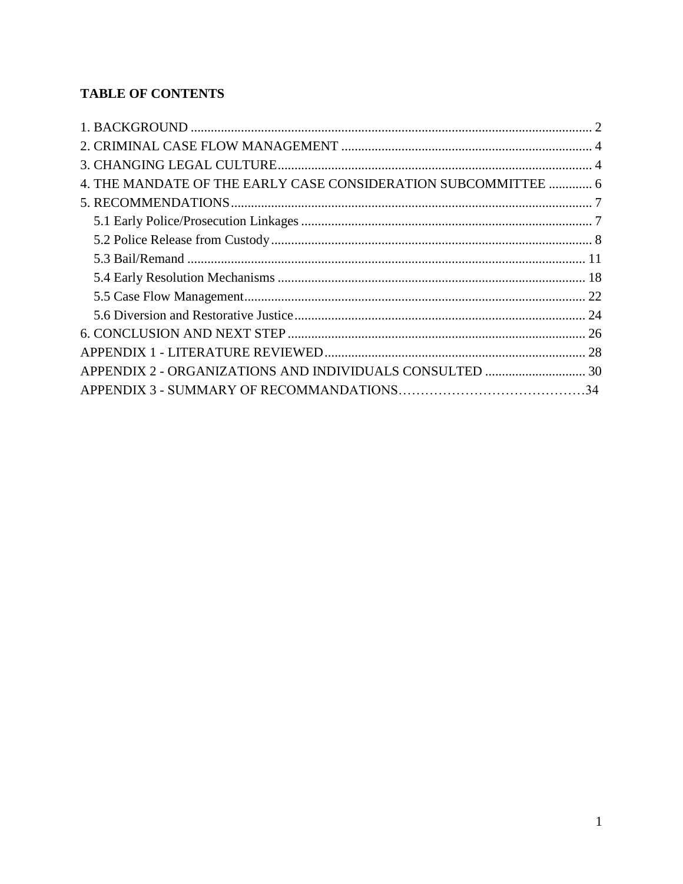**TABLE OF CONTENTS**

1. BACKGROUND ........ 2
2. CRIMINAL CASE FLOW MANAGEMENT ........ 4
3. CHANGING LEGAL CULTURE ........ 4
4. THE MANDATE OF THE EARLY CASE CONSIDERATION SUBCOMMITTEE ........ 6
5. RECOMMENDATIONS ........ 7
   - 5.1 Early Police/Prosecution Linkages ........ 7
   - 5.2 Police Release from Custody ........ 8
   - 5.3 Bail/Remand ........ 11
   - 5.4 Early Resolution Mechanisms ........ 18
   - 5.5 Case Flow Management ........ 22
   - 5.6 Diversion and Restorative Justice ........ 24
6. CONCLUSION AND NEXT STEP ........ 26

APPENDIX 1 - LITERATURE REVIEWED ........ 28

APPENDIX 2 - ORGANIZATIONS AND INDIVIDUALS CONSULTED ........ 30

APPENDIX 3 - SUMMARY OF RECOMMANDATIONS ........ 34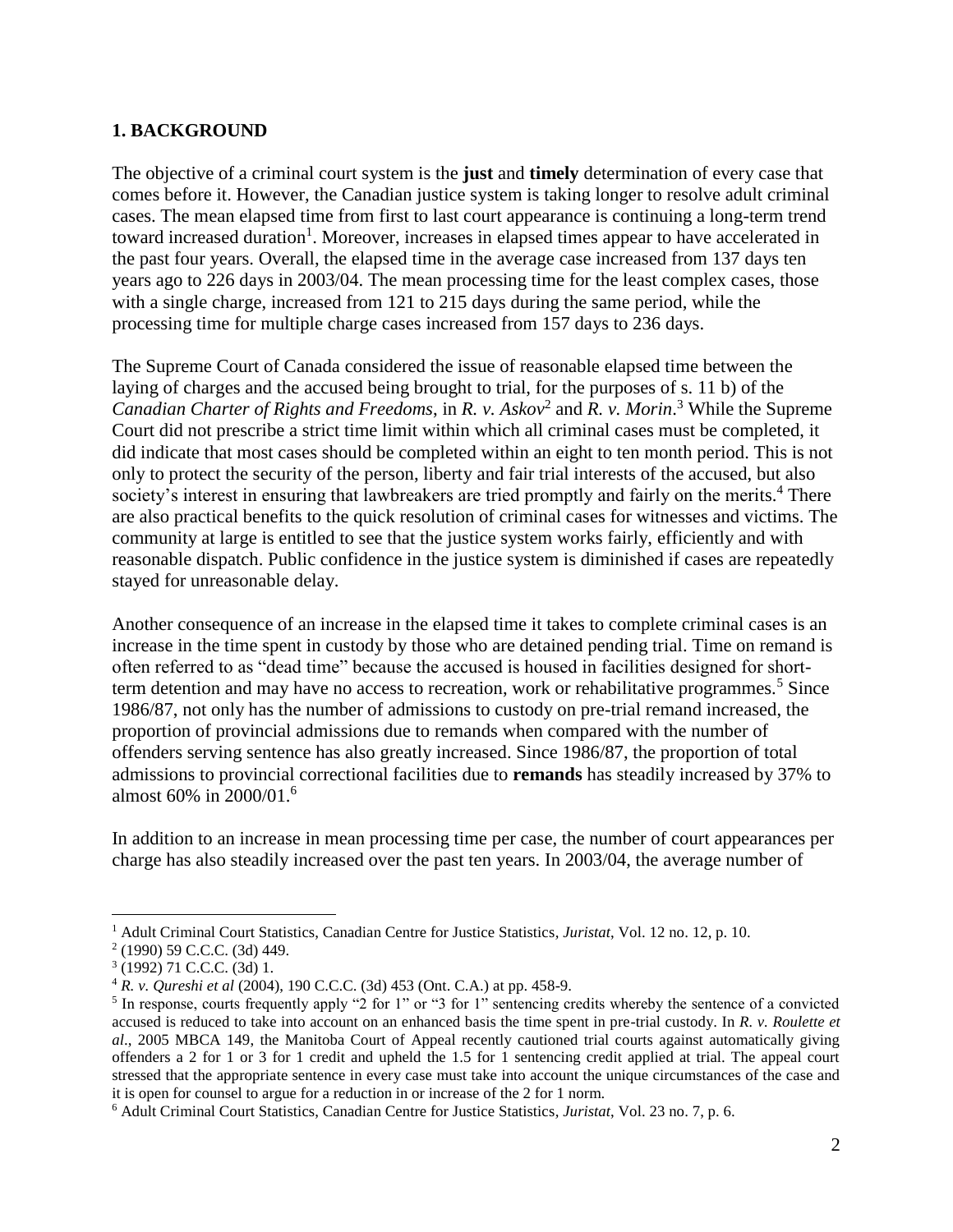## 1. BACKGROUND

The objective of a criminal court system is the **just** and **timely** determination of every case that comes before it. However, the Canadian justice system is taking longer to resolve adult criminal cases. The mean elapsed time from first to last court appearance is continuing a long-term trend toward increased duration[1]. Moreover, increases in elapsed times appear to have accelerated in the past four years. Overall, the elapsed time in the average case increased from 137 days ten years ago to 226 days in 2003/04. The mean processing time for the least complex cases, those with a single charge, increased from 121 to 215 days during the same period, while the processing time for multiple charge cases increased from 157 days to 236 days.

The Supreme Court of Canada considered the issue of reasonable elapsed time between the laying of charges and the accused being brought to trial, for the purposes of s. 11 b) of the *Canadian Charter of Rights and Freedoms*, in *R. v. Askov*[2] and *R. v. Morin*.[3] While the Supreme Court did not prescribe a strict time limit within which all criminal cases must be completed, it did indicate that most cases should be completed within an eight to ten month period. This is not only to protect the security of the person, liberty and fair trial interests of the accused, but also society's interest in ensuring that lawbreakers are tried promptly and fairly on the merits.[4] There are also practical benefits to the quick resolution of criminal cases for witnesses and victims. The community at large is entitled to see that the justice system works fairly, efficiently and with reasonable dispatch. Public confidence in the justice system is diminished if cases are repeatedly stayed for unreasonable delay.

Another consequence of an increase in the elapsed time it takes to complete criminal cases is an increase in the time spent in custody by those who are detained pending trial. Time on remand is often referred to as "dead time" because the accused is housed in facilities designed for short-term detention and may have no access to recreation, work or rehabilitative programmes.[5] Since 1986/87, not only has the number of admissions to custody on pre-trial remand increased, the proportion of provincial admissions due to remands when compared with the number of offenders serving sentence has also greatly increased. Since 1986/87, the proportion of total admissions to provincial correctional facilities due to **remands** has steadily increased by 37% to almost 60% in 2000/01.[6]

In addition to an increase in mean processing time per case, the number of court appearances per charge has also steadily increased over the past ten years. In 2003/04, the average number of

---

[1] Adult Criminal Court Statistics, Canadian Centre for Justice Statistics, *Juristat*, Vol. 12 no. 12, p. 10.

[2] (1990) 59 C.C.C. (3d) 449.

[3] (1992) 71 C.C.C. (3d) 1.

[4] *R. v. Qureshi et al* (2004), 190 C.C.C. (3d) 453 (Ont. C.A.) at pp. 458-9.

[5] In response, courts frequently apply "2 for 1" or "3 for 1" sentencing credits whereby the sentence of a convicted accused is reduced to take into account on an enhanced basis the time spent in pre-trial custody. In *R. v. Roulette et al*., 2005 MBCA 149, the Manitoba Court of Appeal recently cautioned trial courts against automatically giving offenders a 2 for 1 or 3 for 1 credit and upheld the 1.5 for 1 sentencing credit applied at trial. The appeal court stressed that the appropriate sentence in every case must take into account the unique circumstances of the case and it is open for counsel to argue for a reduction in or increase of the 2 for 1 norm.

[6] Adult Criminal Court Statistics, Canadian Centre for Justice Statistics, *Juristat*, Vol. 23 no. 7, p. 6.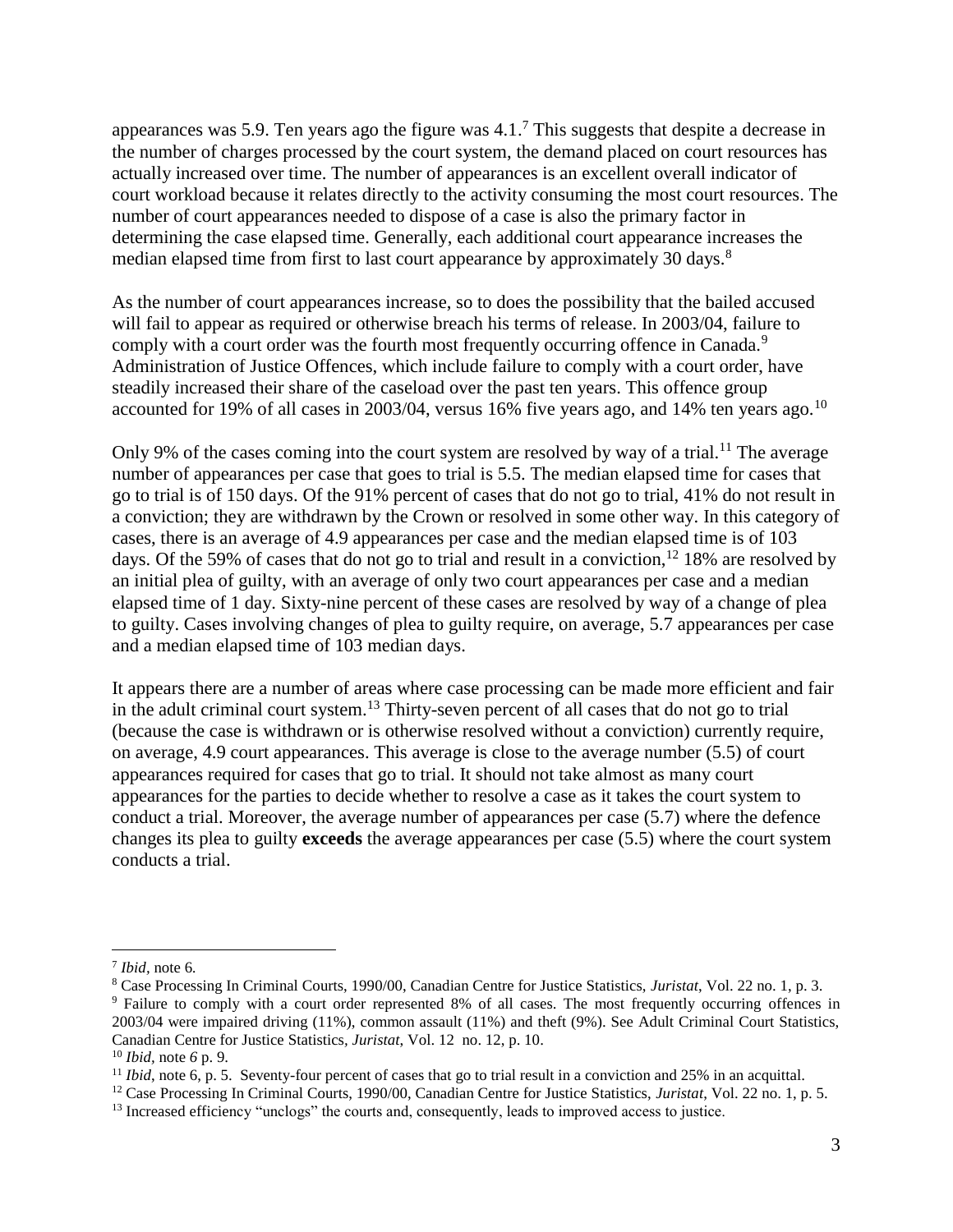appearances was 5.9. Ten years ago the figure was 4.1.[7] This suggests that despite a decrease in the number of charges processed by the court system, the demand placed on court resources has actually increased over time. The number of appearances is an excellent overall indicator of court workload because it relates directly to the activity consuming the most court resources. The number of court appearances needed to dispose of a case is also the primary factor in determining the case elapsed time. Generally, each additional court appearance increases the median elapsed time from first to last court appearance by approximately 30 days.[8]

As the number of court appearances increase, so to does the possibility that the bailed accused will fail to appear as required or otherwise breach his terms of release. In 2003/04, failure to comply with a court order was the fourth most frequently occurring offence in Canada.[9] Administration of Justice Offences, which include failure to comply with a court order, have steadily increased their share of the caseload over the past ten years. This offence group accounted for 19% of all cases in 2003/04, versus 16% five years ago, and 14% ten years ago.[10]

Only 9% of the cases coming into the court system are resolved by way of a trial.[11] The average number of appearances per case that goes to trial is 5.5. The median elapsed time for cases that go to trial is of 150 days. Of the 91% percent of cases that do not go to trial, 41% do not result in a conviction; they are withdrawn by the Crown or resolved in some other way. In this category of cases, there is an average of 4.9 appearances per case and the median elapsed time is of 103 days. Of the 59% of cases that do not go to trial and result in a conviction,[12] 18% are resolved by an initial plea of guilty, with an average of only two court appearances per case and a median elapsed time of 1 day. Sixty-nine percent of these cases are resolved by way of a change of plea to guilty. Cases involving changes of plea to guilty require, on average, 5.7 appearances per case and a median elapsed time of 103 median days.

It appears there are a number of areas where case processing can be made more efficient and fair in the adult criminal court system.[13] Thirty-seven percent of all cases that do not go to trial (because the case is withdrawn or is otherwise resolved without a conviction) currently require, on average, 4.9 court appearances. This average is close to the average number (5.5) of court appearances required for cases that go to trial. It should not take almost as many court appearances for the parties to decide whether to resolve a case as it takes the court system to conduct a trial. Moreover, the average number of appearances per case (5.7) where the defence changes its plea to guilty **exceeds** the average appearances per case (5.5) where the court system conducts a trial.

---

[7] *Ibid*, note 6.

[8] Case Processing In Criminal Courts, 1990/00, Canadian Centre for Justice Statistics, *Juristat*, Vol. 22 no. 1, p. 3.

[9] Failure to comply with a court order represented 8% of all cases. The most frequently occurring offences in 2003/04 were impaired driving (11%), common assault (11%) and theft (9%). See Adult Criminal Court Statistics, Canadian Centre for Justice Statistics, *Juristat*, Vol. 12 no. 12, p. 10.

[10] *Ibid*, note *6* p. 9.

[11] *Ibid*, note 6, p. 5. Seventy-four percent of cases that go to trial result in a conviction and 25% in an acquittal.

[12] Case Processing In Criminal Courts, 1990/00, Canadian Centre for Justice Statistics, *Juristat*, Vol. 22 no. 1, p. 5.

[13] Increased efficiency "unclogs" the courts and, consequently, leads to improved access to justice.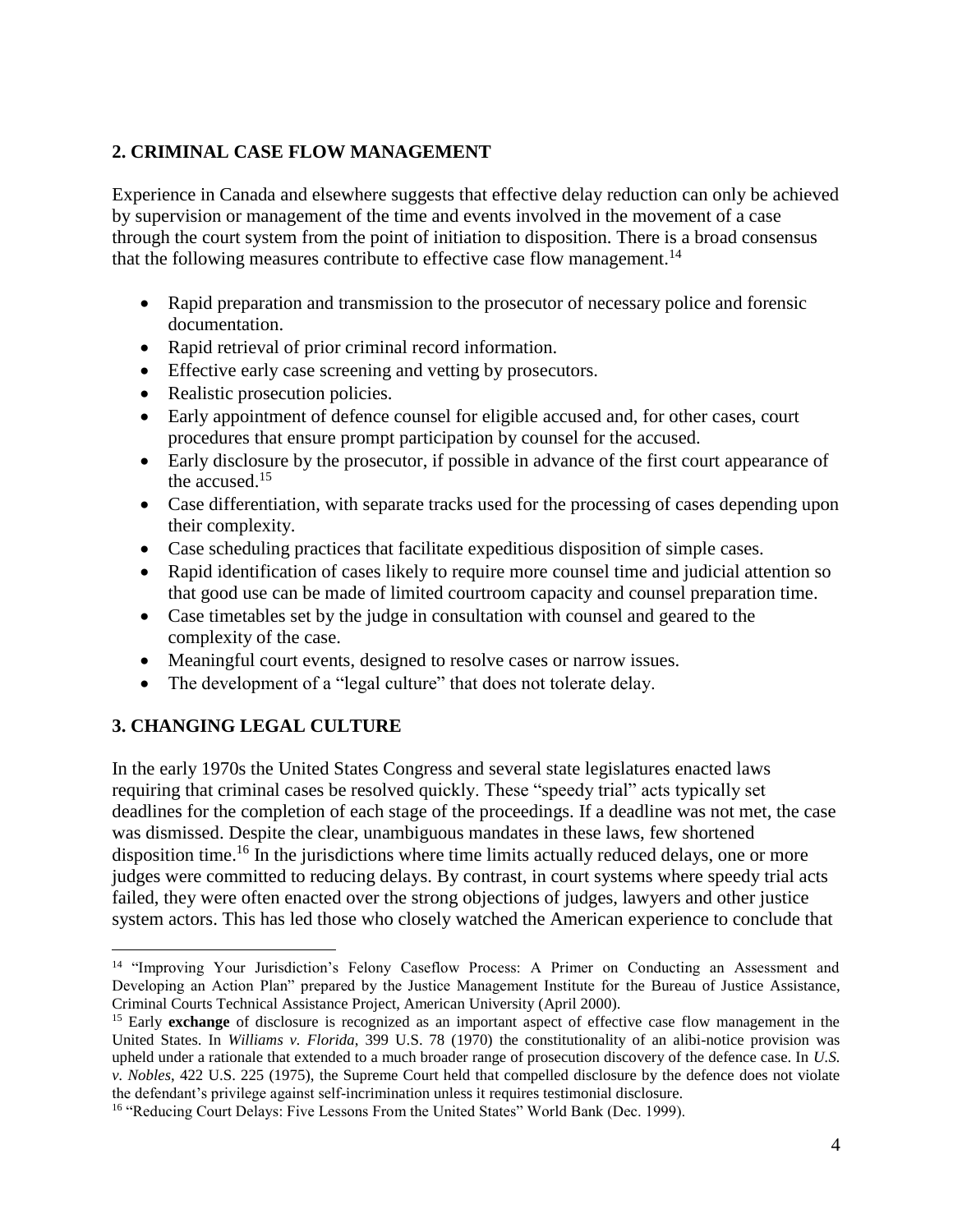## 2. CRIMINAL CASE FLOW MANAGEMENT

Experience in Canada and elsewhere suggests that effective delay reduction can only be achieved by supervision or management of the time and events involved in the movement of a case through the court system from the point of initiation to disposition. There is a broad consensus that the following measures contribute to effective case flow management.[14]

- Rapid preparation and transmission to the prosecutor of necessary police and forensic documentation.
- Rapid retrieval of prior criminal record information.
- Effective early case screening and vetting by prosecutors.
- Realistic prosecution policies.
- Early appointment of defence counsel for eligible accused and, for other cases, court procedures that ensure prompt participation by counsel for the accused.
- Early disclosure by the prosecutor, if possible in advance of the first court appearance of the accused.[15]
- Case differentiation, with separate tracks used for the processing of cases depending upon their complexity.
- Case scheduling practices that facilitate expeditious disposition of simple cases.
- Rapid identification of cases likely to require more counsel time and judicial attention so that good use can be made of limited courtroom capacity and counsel preparation time.
- Case timetables set by the judge in consultation with counsel and geared to the complexity of the case.
- Meaningful court events, designed to resolve cases or narrow issues.
- The development of a "legal culture" that does not tolerate delay.

## 3. CHANGING LEGAL CULTURE

In the early 1970s the United States Congress and several state legislatures enacted laws requiring that criminal cases be resolved quickly. These "speedy trial" acts typically set deadlines for the completion of each stage of the proceedings. If a deadline was not met, the case was dismissed. Despite the clear, unambiguous mandates in these laws, few shortened disposition time.[16] In the jurisdictions where time limits actually reduced delays, one or more judges were committed to reducing delays. By contrast, in court systems where speedy trial acts failed, they were often enacted over the strong objections of judges, lawyers and other justice system actors. This has led those who closely watched the American experience to conclude that

---

[14] "Improving Your Jurisdiction's Felony Caseflow Process: A Primer on Conducting an Assessment and Developing an Action Plan" prepared by the Justice Management Institute for the Bureau of Justice Assistance, Criminal Courts Technical Assistance Project, American University (April 2000).

[15] Early **exchange** of disclosure is recognized as an important aspect of effective case flow management in the United States. In *Williams v. Florida*, 399 U.S. 78 (1970) the constitutionality of an alibi-notice provision was upheld under a rationale that extended to a much broader range of prosecution discovery of the defence case. In *U.S. v. Nobles*, 422 U.S. 225 (1975), the Supreme Court held that compelled disclosure by the defence does not violate the defendant's privilege against self-incrimination unless it requires testimonial disclosure.

[16] "Reducing Court Delays: Five Lessons From the United States" World Bank (Dec. 1999).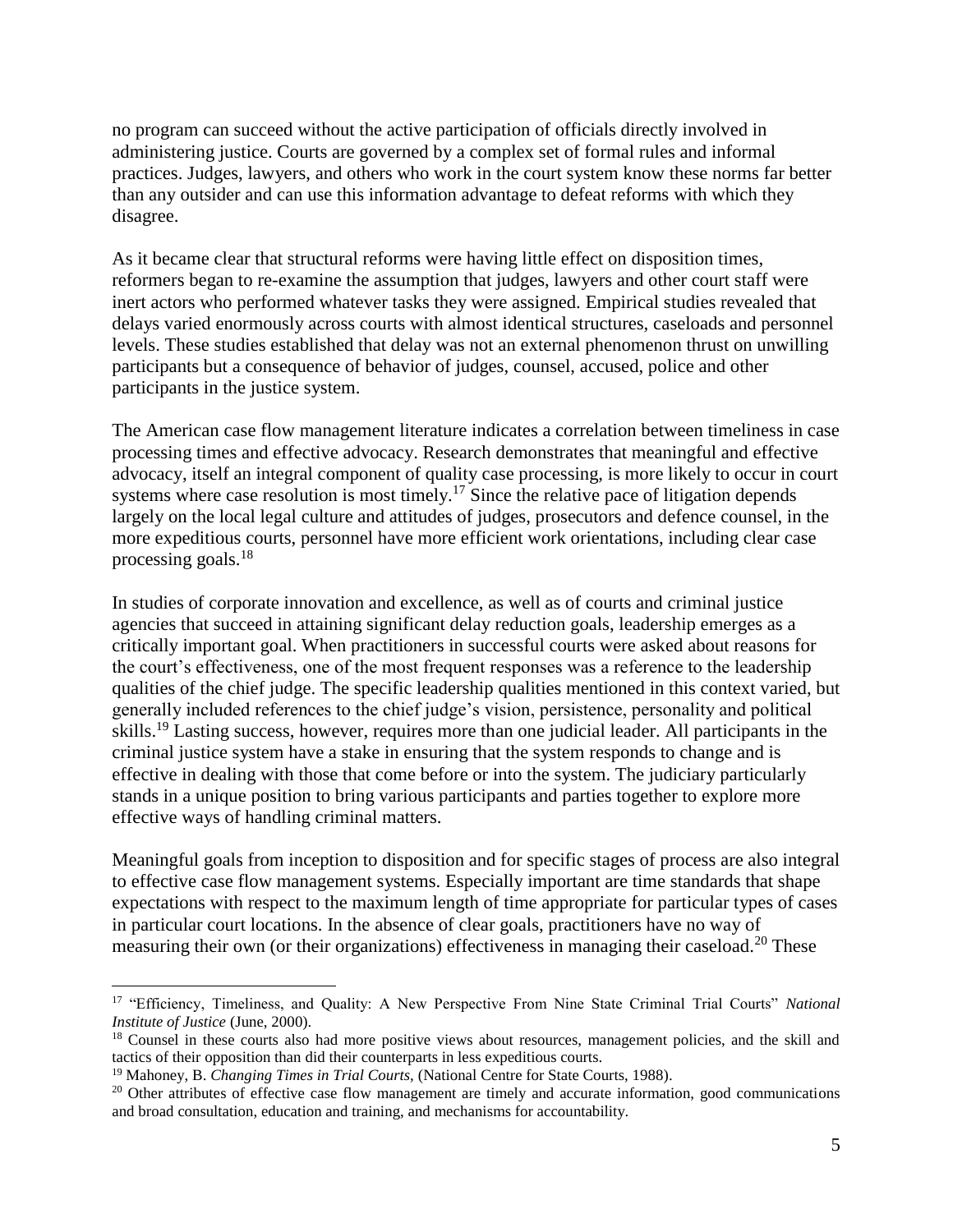no program can succeed without the active participation of officials directly involved in administering justice. Courts are governed by a complex set of formal rules and informal practices. Judges, lawyers, and others who work in the court system know these norms far better than any outsider and can use this information advantage to defeat reforms with which they disagree.

As it became clear that structural reforms were having little effect on disposition times, reformers began to re-examine the assumption that judges, lawyers and other court staff were inert actors who performed whatever tasks they were assigned. Empirical studies revealed that delays varied enormously across courts with almost identical structures, caseloads and personnel levels. These studies established that delay was not an external phenomenon thrust on unwilling participants but a consequence of behavior of judges, counsel, accused, police and other participants in the justice system.

The American case flow management literature indicates a correlation between timeliness in case processing times and effective advocacy. Research demonstrates that meaningful and effective advocacy, itself an integral component of quality case processing, is more likely to occur in court systems where case resolution is most timely.[17] Since the relative pace of litigation depends largely on the local legal culture and attitudes of judges, prosecutors and defence counsel, in the more expeditious courts, personnel have more efficient work orientations, including clear case processing goals.[18]

In studies of corporate innovation and excellence, as well as of courts and criminal justice agencies that succeed in attaining significant delay reduction goals, leadership emerges as a critically important goal. When practitioners in successful courts were asked about reasons for the court's effectiveness, one of the most frequent responses was a reference to the leadership qualities of the chief judge. The specific leadership qualities mentioned in this context varied, but generally included references to the chief judge's vision, persistence, personality and political skills.[19] Lasting success, however, requires more than one judicial leader. All participants in the criminal justice system have a stake in ensuring that the system responds to change and is effective in dealing with those that come before or into the system. The judiciary particularly stands in a unique position to bring various participants and parties together to explore more effective ways of handling criminal matters.

Meaningful goals from inception to disposition and for specific stages of process are also integral to effective case flow management systems. Especially important are time standards that shape expectations with respect to the maximum length of time appropriate for particular types of cases in particular court locations. In the absence of clear goals, practitioners have no way of measuring their own (or their organizations) effectiveness in managing their caseload.[20] These

---

[17] "Efficiency, Timeliness, and Quality: A New Perspective From Nine State Criminal Trial Courts" *National Institute of Justice* (June, 2000).

[18] Counsel in these courts also had more positive views about resources, management policies, and the skill and tactics of their opposition than did their counterparts in less expeditious courts.

[19] Mahoney, B. *Changing Times in Trial Courts*, (National Centre for State Courts, 1988).

[20] Other attributes of effective case flow management are timely and accurate information, good communications and broad consultation, education and training, and mechanisms for accountability.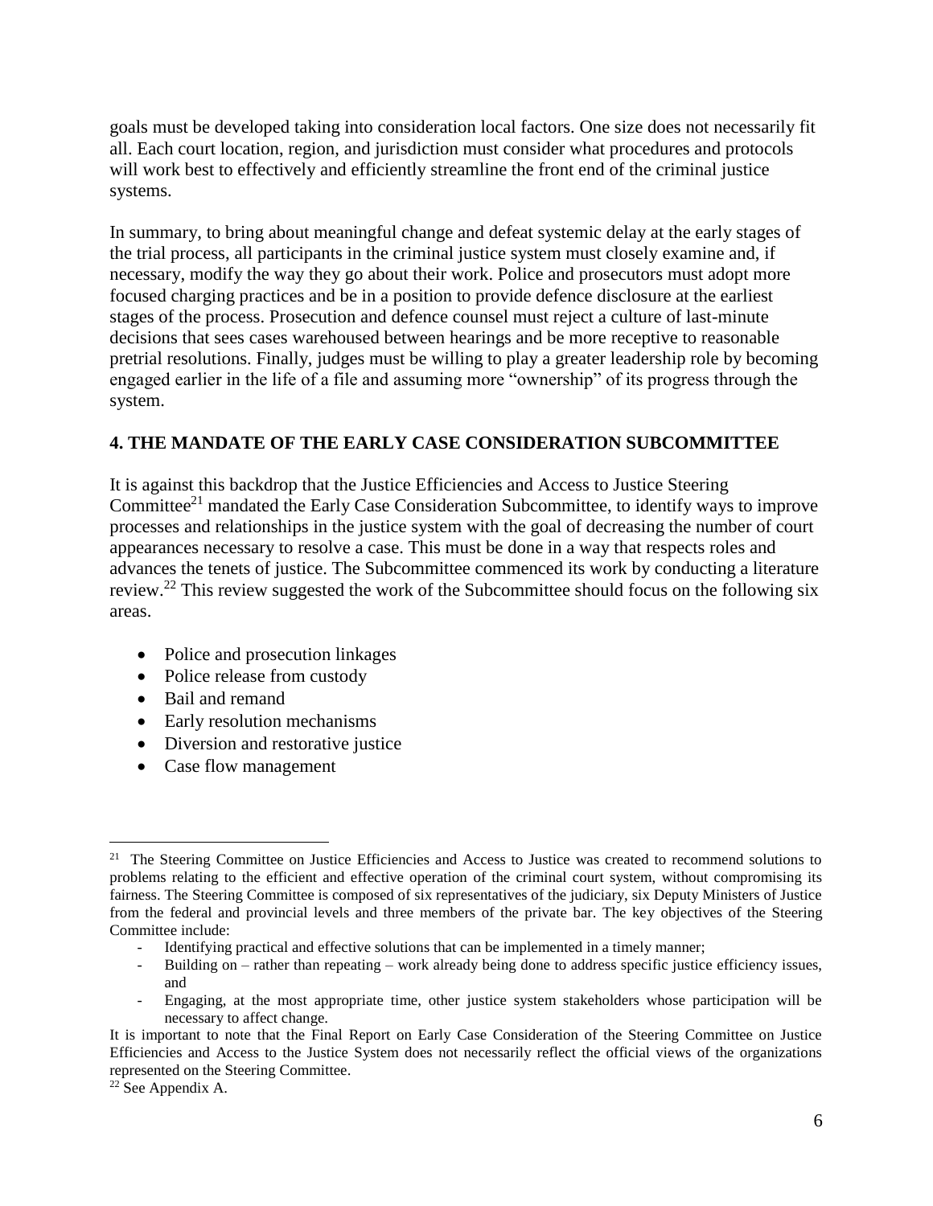goals must be developed taking into consideration local factors. One size does not necessarily fit all. Each court location, region, and jurisdiction must consider what procedures and protocols will work best to effectively and efficiently streamline the front end of the criminal justice systems.

In summary, to bring about meaningful change and defeat systemic delay at the early stages of the trial process, all participants in the criminal justice system must closely examine and, if necessary, modify the way they go about their work. Police and prosecutors must adopt more focused charging practices and be in a position to provide defence disclosure at the earliest stages of the process. Prosecution and defence counsel must reject a culture of last-minute decisions that sees cases warehoused between hearings and be more receptive to reasonable pretrial resolutions. Finally, judges must be willing to play a greater leadership role by becoming engaged earlier in the life of a file and assuming more "ownership" of its progress through the system.

## 4. THE MANDATE OF THE EARLY CASE CONSIDERATION SUBCOMMITTEE

It is against this backdrop that the Justice Efficiencies and Access to Justice Steering Committee[21] mandated the Early Case Consideration Subcommittee, to identify ways to improve processes and relationships in the justice system with the goal of decreasing the number of court appearances necessary to resolve a case. This must be done in a way that respects roles and advances the tenets of justice. The Subcommittee commenced its work by conducting a literature review.[22] This review suggested the work of the Subcommittee should focus on the following six areas.

- Police and prosecution linkages
- Police release from custody
- Bail and remand
- Early resolution mechanisms
- Diversion and restorative justice
- Case flow management

---

[21] The Steering Committee on Justice Efficiencies and Access to Justice was created to recommend solutions to problems relating to the efficient and effective operation of the criminal court system, without compromising its fairness. The Steering Committee is composed of six representatives of the judiciary, six Deputy Ministers of Justice from the federal and provincial levels and three members of the private bar. The key objectives of the Steering Committee include:

- Identifying practical and effective solutions that can be implemented in a timely manner;
- Building on – rather than repeating – work already being done to address specific justice efficiency issues, and
- Engaging, at the most appropriate time, other justice system stakeholders whose participation will be necessary to affect change.

It is important to note that the Final Report on Early Case Consideration of the Steering Committee on Justice Efficiencies and Access to the Justice System does not necessarily reflect the official views of the organizations represented on the Steering Committee.

[22] See Appendix A.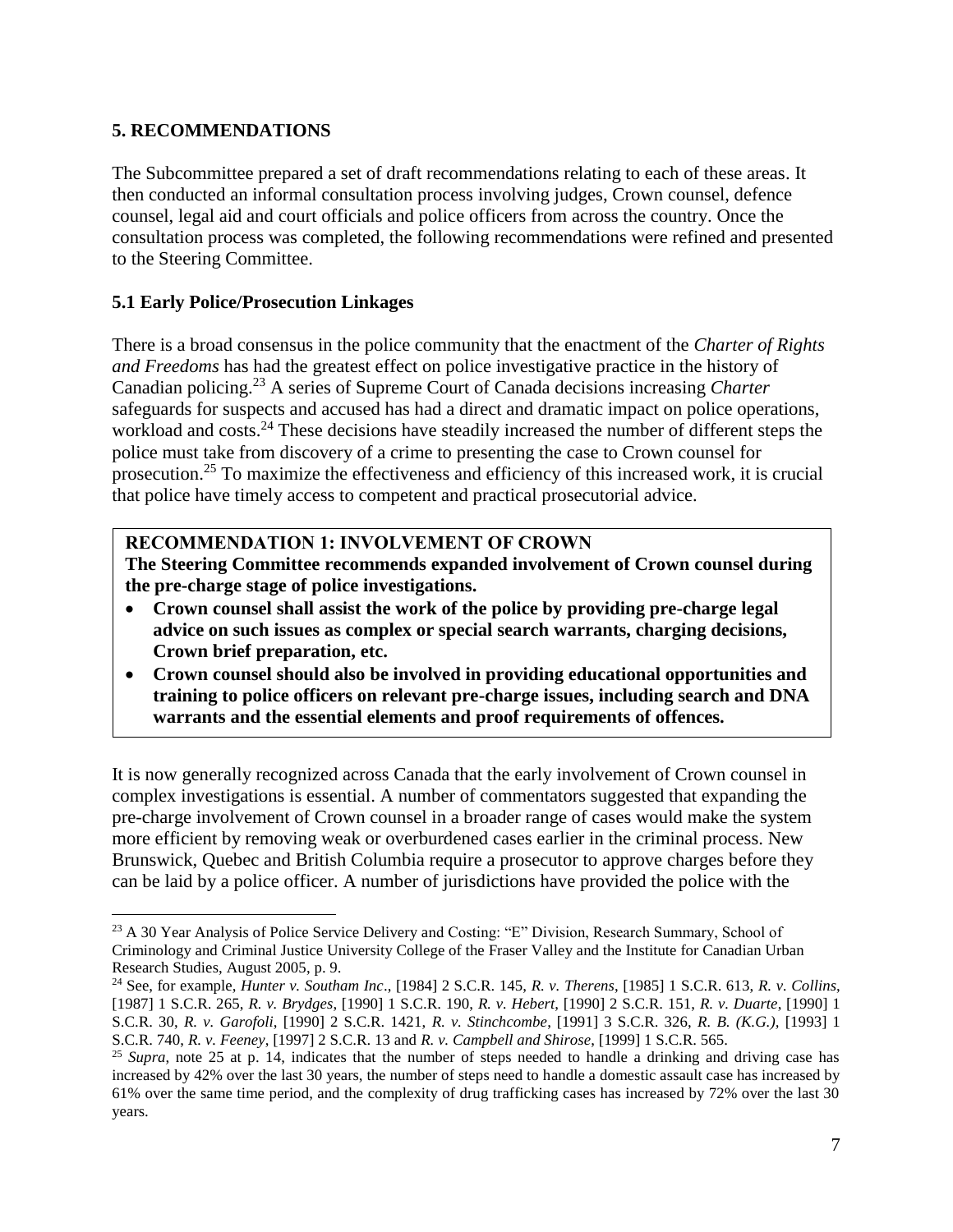## 5. RECOMMENDATIONS

The Subcommittee prepared a set of draft recommendations relating to each of these areas. It then conducted an informal consultation process involving judges, Crown counsel, defence counsel, legal aid and court officials and police officers from across the country. Once the consultation process was completed, the following recommendations were refined and presented to the Steering Committee.

### 5.1 Early Police/Prosecution Linkages

There is a broad consensus in the police community that the enactment of the *Charter of Rights and Freedoms* has had the greatest effect on police investigative practice in the history of Canadian policing.[23] A series of Supreme Court of Canada decisions increasing *Charter* safeguards for suspects and accused has had a direct and dramatic impact on police operations, workload and costs.[24] These decisions have steadily increased the number of different steps the police must take from discovery of a crime to presenting the case to Crown counsel for prosecution.[25] To maximize the effectiveness and efficiency of this increased work, it is crucial that police have timely access to competent and practical prosecutorial advice.

> **RECOMMENDATION 1: INVOLVEMENT OF CROWN**
> **The Steering Committee recommends expanded involvement of Crown counsel during the pre-charge stage of police investigations.**
> - **Crown counsel shall assist the work of the police by providing pre-charge legal advice on such issues as complex or special search warrants, charging decisions, Crown brief preparation, etc.**
> - **Crown counsel should also be involved in providing educational opportunities and training to police officers on relevant pre-charge issues, including search and DNA warrants and the essential elements and proof requirements of offences.**

It is now generally recognized across Canada that the early involvement of Crown counsel in complex investigations is essential. A number of commentators suggested that expanding the pre-charge involvement of Crown counsel in a broader range of cases would make the system more efficient by removing weak or overburdened cases earlier in the criminal process. New Brunswick, Quebec and British Columbia require a prosecutor to approve charges before they can be laid by a police officer. A number of jurisdictions have provided the police with the

---

[23] A 30 Year Analysis of Police Service Delivery and Costing: "E" Division, Research Summary, School of Criminology and Criminal Justice University College of the Fraser Valley and the Institute for Canadian Urban Research Studies, August 2005, p. 9.

[24] See, for example, *Hunter v. Southam Inc*., [1984] 2 S.C.R. 145, *R. v. Therens*, [1985] 1 S.C.R. 613, *R. v. Collins*, [1987] 1 S.C.R. 265, *R. v. Brydges*, [1990] 1 S.C.R. 190, *R. v. Hebert*, [1990] 2 S.C.R. 151, *R. v. Duarte*, [1990] 1 S.C.R. 30, *R. v. Garofoli*, [1990] 2 S.C.R. 1421, *R. v. Stinchcombe*, [1991] 3 S.C.R. 326, *R. B. (K.G.)*, [1993] 1 S.C.R. 740, *R. v. Feeney*, [1997] 2 S.C.R. 13 and *R. v. Campbell and Shirose*, [1999] 1 S.C.R. 565.

[25] *Supra*, note 25 at p. 14, indicates that the number of steps needed to handle a drinking and driving case has increased by 42% over the last 30 years, the number of steps need to handle a domestic assault case has increased by 61% over the same time period, and the complexity of drug trafficking cases has increased by 72% over the last 30 years.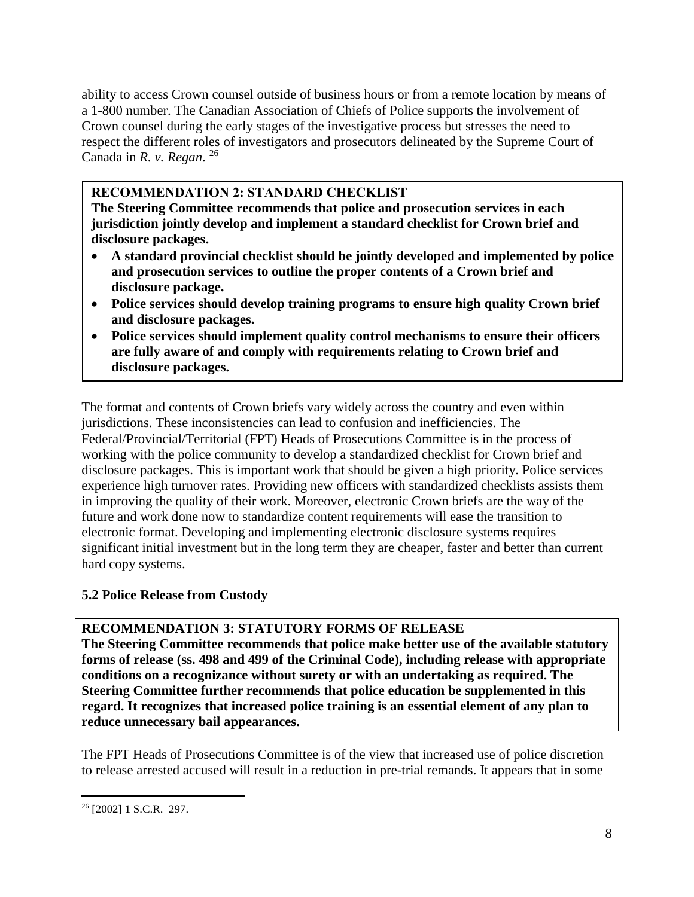ability to access Crown counsel outside of business hours or from a remote location by means of a 1-800 number. The Canadian Association of Chiefs of Police supports the involvement of Crown counsel during the early stages of the investigative process but stresses the need to respect the different roles of investigators and prosecutors delineated by the Supreme Court of Canada in *R. v. Regan*. [26]

> **RECOMMENDATION 2: STANDARD CHECKLIST**
> **The Steering Committee recommends that police and prosecution services in each jurisdiction jointly develop and implement a standard checklist for Crown brief and disclosure packages.**
>
> - **A standard provincial checklist should be jointly developed and implemented by police and prosecution services to outline the proper contents of a Crown brief and disclosure package.**
> - **Police services should develop training programs to ensure high quality Crown brief and disclosure packages.**
> - **Police services should implement quality control mechanisms to ensure their officers are fully aware of and comply with requirements relating to Crown brief and disclosure packages.**

The format and contents of Crown briefs vary widely across the country and even within jurisdictions. These inconsistencies can lead to confusion and inefficiencies. The Federal/Provincial/Territorial (FPT) Heads of Prosecutions Committee is in the process of working with the police community to develop a standardized checklist for Crown brief and disclosure packages. This is important work that should be given a high priority. Police services experience high turnover rates. Providing new officers with standardized checklists assists them in improving the quality of their work. Moreover, electronic Crown briefs are the way of the future and work done now to standardize content requirements will ease the transition to electronic format. Developing and implementing electronic disclosure systems requires significant initial investment but in the long term they are cheaper, faster and better than current hard copy systems.

### 5.2 Police Release from Custody

> **RECOMMENDATION 3: STATUTORY FORMS OF RELEASE**
> **The Steering Committee recommends that police make better use of the available statutory forms of release (ss. 498 and 499 of the Criminal Code), including release with appropriate conditions on a recognizance without surety or with an undertaking as required. The Steering Committee further recommends that police education be supplemented in this regard. It recognizes that increased police training is an essential element of any plan to reduce unnecessary bail appearances.**

The FPT Heads of Prosecutions Committee is of the view that increased use of police discretion to release arrested accused will result in a reduction in pre-trial remands. It appears that in some

---

[26] [2002] 1 S.C.R. 297.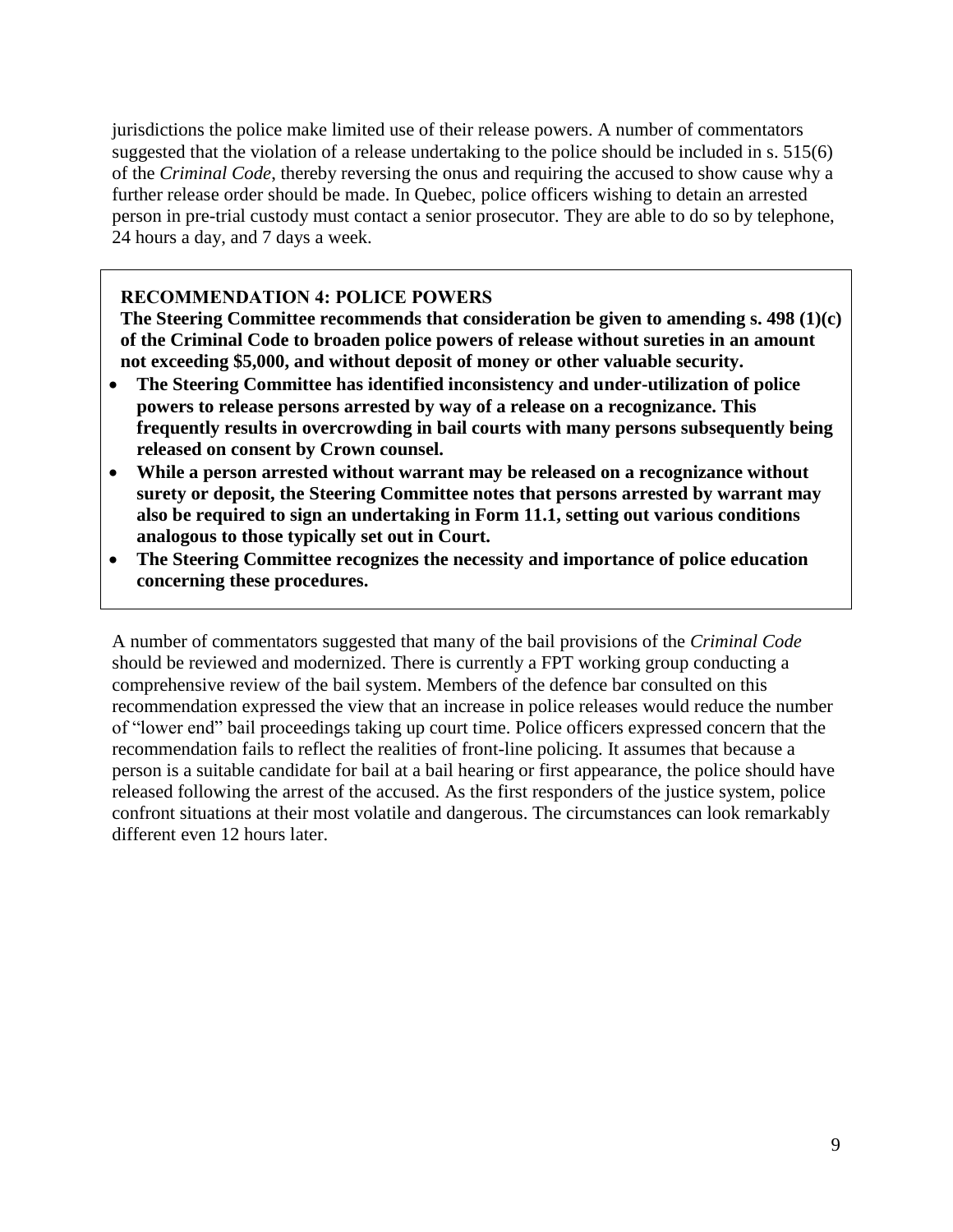jurisdictions the police make limited use of their release powers. A number of commentators suggested that the violation of a release undertaking to the police should be included in s. 515(6) of the *Criminal Code*, thereby reversing the onus and requiring the accused to show cause why a further release order should be made. In Quebec, police officers wishing to detain an arrested person in pre-trial custody must contact a senior prosecutor. They are able to do so by telephone, 24 hours a day, and 7 days a week.

**RECOMMENDATION 4: POLICE POWERS**

**The Steering Committee recommends that consideration be given to amending s. 498 (1)(c) of the Criminal Code to broaden police powers of release without sureties in an amount not exceeding $5,000, and without deposit of money or other valuable security.**

- **The Steering Committee has identified inconsistency and under-utilization of police powers to release persons arrested by way of a release on a recognizance. This frequently results in overcrowding in bail courts with many persons subsequently being released on consent by Crown counsel.**
- **While a person arrested without warrant may be released on a recognizance without surety or deposit, the Steering Committee notes that persons arrested by warrant may also be required to sign an undertaking in Form 11.1, setting out various conditions analogous to those typically set out in Court.**
- **The Steering Committee recognizes the necessity and importance of police education concerning these procedures.**

A number of commentators suggested that many of the bail provisions of the *Criminal Code* should be reviewed and modernized. There is currently a FPT working group conducting a comprehensive review of the bail system. Members of the defence bar consulted on this recommendation expressed the view that an increase in police releases would reduce the number of "lower end" bail proceedings taking up court time. Police officers expressed concern that the recommendation fails to reflect the realities of front-line policing. It assumes that because a person is a suitable candidate for bail at a bail hearing or first appearance, the police should have released following the arrest of the accused. As the first responders of the justice system, police confront situations at their most volatile and dangerous. The circumstances can look remarkably different even 12 hours later.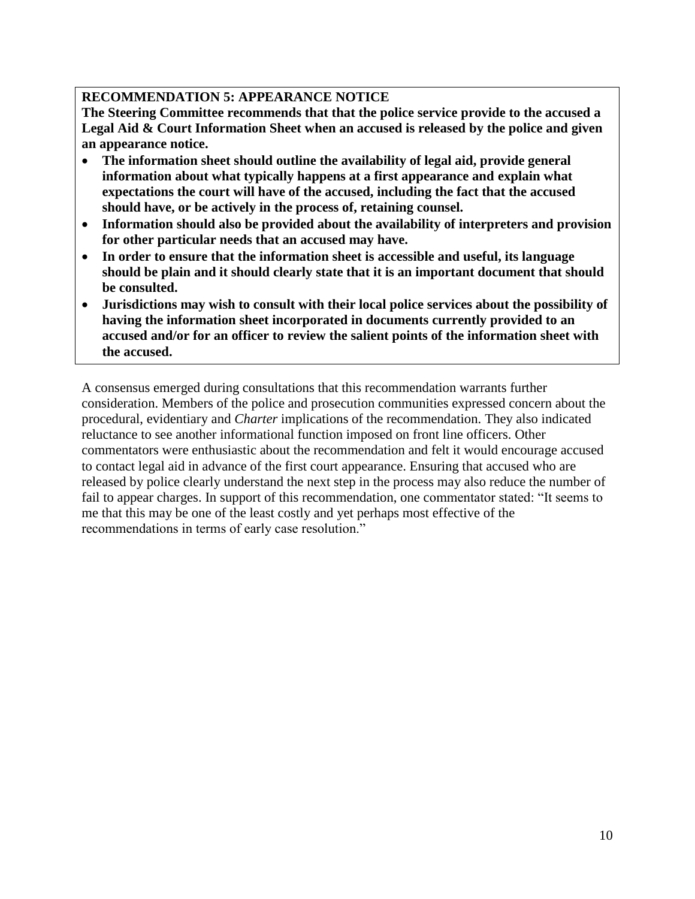**RECOMMENDATION 5: APPEARANCE NOTICE**

**The Steering Committee recommends that that the police service provide to the accused a Legal Aid & Court Information Sheet when an accused is released by the police and given an appearance notice.**

- **The information sheet should outline the availability of legal aid, provide general information about what typically happens at a first appearance and explain what expectations the court will have of the accused, including the fact that the accused should have, or be actively in the process of, retaining counsel.**
- **Information should also be provided about the availability of interpreters and provision for other particular needs that an accused may have.**
- **In order to ensure that the information sheet is accessible and useful, its language should be plain and it should clearly state that it is an important document that should be consulted.**
- **Jurisdictions may wish to consult with their local police services about the possibility of having the information sheet incorporated in documents currently provided to an accused and/or for an officer to review the salient points of the information sheet with the accused.**

A consensus emerged during consultations that this recommendation warrants further consideration. Members of the police and prosecution communities expressed concern about the procedural, evidentiary and *Charter* implications of the recommendation. They also indicated reluctance to see another informational function imposed on front line officers. Other commentators were enthusiastic about the recommendation and felt it would encourage accused to contact legal aid in advance of the first court appearance. Ensuring that accused who are released by police clearly understand the next step in the process may also reduce the number of fail to appear charges. In support of this recommendation, one commentator stated: "It seems to me that this may be one of the least costly and yet perhaps most effective of the recommendations in terms of early case resolution."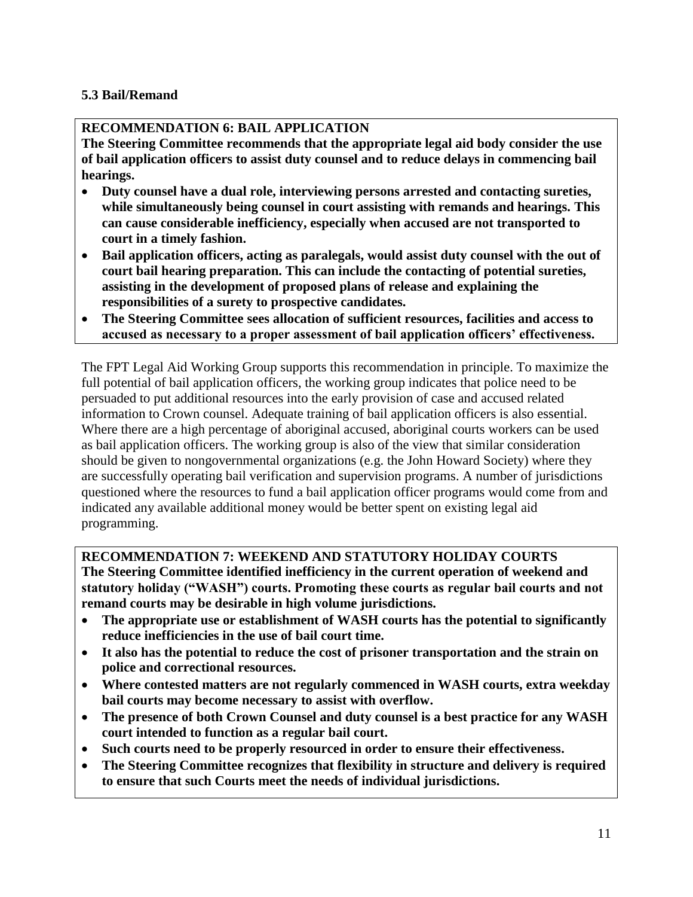### 5.3 Bail/Remand

**RECOMMENDATION 6: BAIL APPLICATION**

**The Steering Committee recommends that the appropriate legal aid body consider the use of bail application officers to assist duty counsel and to reduce delays in commencing bail hearings.**

- **Duty counsel have a dual role, interviewing persons arrested and contacting sureties, while simultaneously being counsel in court assisting with remands and hearings. This can cause considerable inefficiency, especially when accused are not transported to court in a timely fashion.**
- **Bail application officers, acting as paralegals, would assist duty counsel with the out of court bail hearing preparation. This can include the contacting of potential sureties, assisting in the development of proposed plans of release and explaining the responsibilities of a surety to prospective candidates.**
- **The Steering Committee sees allocation of sufficient resources, facilities and access to accused as necessary to a proper assessment of bail application officers' effectiveness.**

The FPT Legal Aid Working Group supports this recommendation in principle. To maximize the full potential of bail application officers, the working group indicates that police need to be persuaded to put additional resources into the early provision of case and accused related information to Crown counsel. Adequate training of bail application officers is also essential. Where there are a high percentage of aboriginal accused, aboriginal courts workers can be used as bail application officers. The working group is also of the view that similar consideration should be given to nongovernmental organizations (e.g. the John Howard Society) where they are successfully operating bail verification and supervision programs. A number of jurisdictions questioned where the resources to fund a bail application officer programs would come from and indicated any available additional money would be better spent on existing legal aid programming.

**RECOMMENDATION 7: WEEKEND AND STATUTORY HOLIDAY COURTS**

**The Steering Committee identified inefficiency in the current operation of weekend and statutory holiday ("WASH") courts. Promoting these courts as regular bail courts and not remand courts may be desirable in high volume jurisdictions.**

- **The appropriate use or establishment of WASH courts has the potential to significantly reduce inefficiencies in the use of bail court time.**
- **It also has the potential to reduce the cost of prisoner transportation and the strain on police and correctional resources.**
- **Where contested matters are not regularly commenced in WASH courts, extra weekday bail courts may become necessary to assist with overflow.**
- **The presence of both Crown Counsel and duty counsel is a best practice for any WASH court intended to function as a regular bail court.**
- **Such courts need to be properly resourced in order to ensure their effectiveness.**
- **The Steering Committee recognizes that flexibility in structure and delivery is required to ensure that such Courts meet the needs of individual jurisdictions.**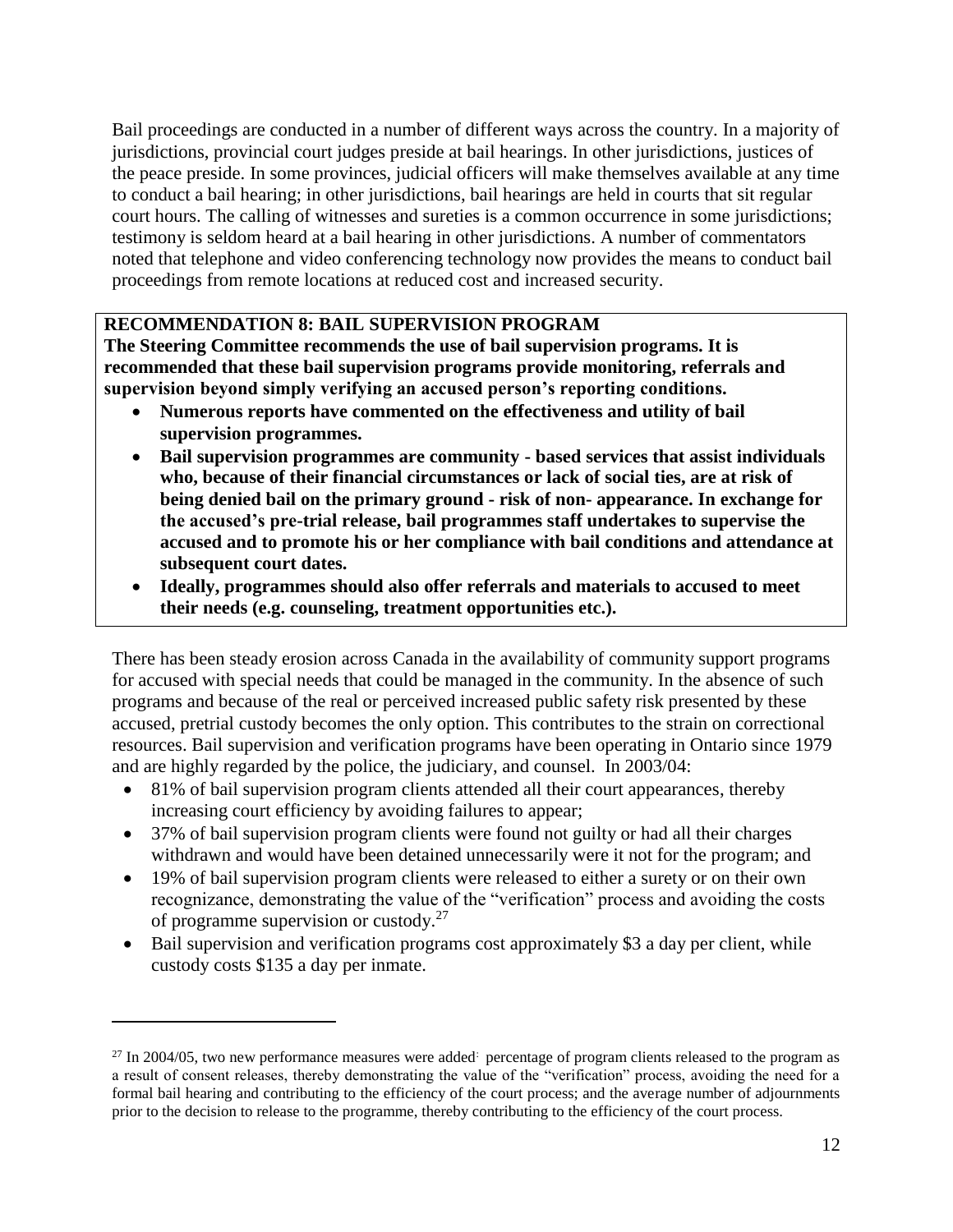Bail proceedings are conducted in a number of different ways across the country. In a majority of jurisdictions, provincial court judges preside at bail hearings. In other jurisdictions, justices of the peace preside. In some provinces, judicial officers will make themselves available at any time to conduct a bail hearing; in other jurisdictions, bail hearings are held in courts that sit regular court hours. The calling of witnesses and sureties is a common occurrence in some jurisdictions; testimony is seldom heard at a bail hearing in other jurisdictions. A number of commentators noted that telephone and video conferencing technology now provides the means to conduct bail proceedings from remote locations at reduced cost and increased security.

**RECOMMENDATION 8: BAIL SUPERVISION PROGRAM**

**The Steering Committee recommends the use of bail supervision programs. It is recommended that these bail supervision programs provide monitoring, referrals and supervision beyond simply verifying an accused person's reporting conditions.**

- **Numerous reports have commented on the effectiveness and utility of bail supervision programmes.**
- **Bail supervision programmes are community - based services that assist individuals who, because of their financial circumstances or lack of social ties, are at risk of being denied bail on the primary ground - risk of non- appearance. In exchange for the accused's pre-trial release, bail programmes staff undertakes to supervise the accused and to promote his or her compliance with bail conditions and attendance at subsequent court dates.**
- **Ideally, programmes should also offer referrals and materials to accused to meet their needs (e.g. counseling, treatment opportunities etc.).**

There has been steady erosion across Canada in the availability of community support programs for accused with special needs that could be managed in the community. In the absence of such programs and because of the real or perceived increased public safety risk presented by these accused, pretrial custody becomes the only option. This contributes to the strain on correctional resources. Bail supervision and verification programs have been operating in Ontario since 1979 and are highly regarded by the police, the judiciary, and counsel. In 2003/04:

- 81% of bail supervision program clients attended all their court appearances, thereby increasing court efficiency by avoiding failures to appear;
- 37% of bail supervision program clients were found not guilty or had all their charges withdrawn and would have been detained unnecessarily were it not for the program; and
- 19% of bail supervision program clients were released to either a surety or on their own recognizance, demonstrating the value of the "verification" process and avoiding the costs of programme supervision or custody.[27]
- Bail supervision and verification programs cost approximately $3 a day per client, while custody costs $135 a day per inmate.

---

[27] In 2004/05, two new performance measures were added: percentage of program clients released to the program as a result of consent releases, thereby demonstrating the value of the "verification" process, avoiding the need for a formal bail hearing and contributing to the efficiency of the court process; and the average number of adjournments prior to the decision to release to the programme, thereby contributing to the efficiency of the court process.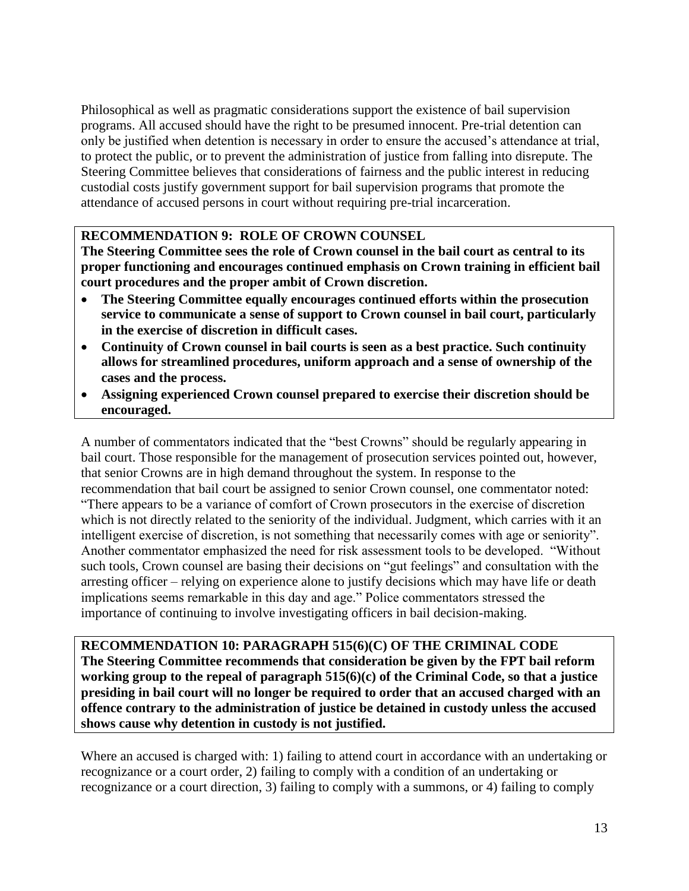Philosophical as well as pragmatic considerations support the existence of bail supervision programs. All accused should have the right to be presumed innocent. Pre-trial detention can only be justified when detention is necessary in order to ensure the accused's attendance at trial, to protect the public, or to prevent the administration of justice from falling into disrepute. The Steering Committee believes that considerations of fairness and the public interest in reducing custodial costs justify government support for bail supervision programs that promote the attendance of accused persons in court without requiring pre-trial incarceration.

**RECOMMENDATION 9: ROLE OF CROWN COUNSEL**
**The Steering Committee sees the role of Crown counsel in the bail court as central to its proper functioning and encourages continued emphasis on Crown training in efficient bail court procedures and the proper ambit of Crown discretion.**

- **The Steering Committee equally encourages continued efforts within the prosecution service to communicate a sense of support to Crown counsel in bail court, particularly in the exercise of discretion in difficult cases.**
- **Continuity of Crown counsel in bail courts is seen as a best practice. Such continuity allows for streamlined procedures, uniform approach and a sense of ownership of the cases and the process.**
- **Assigning experienced Crown counsel prepared to exercise their discretion should be encouraged.**

A number of commentators indicated that the "best Crowns" should be regularly appearing in bail court. Those responsible for the management of prosecution services pointed out, however, that senior Crowns are in high demand throughout the system. In response to the recommendation that bail court be assigned to senior Crown counsel, one commentator noted: "There appears to be a variance of comfort of Crown prosecutors in the exercise of discretion which is not directly related to the seniority of the individual. Judgment, which carries with it an intelligent exercise of discretion, is not something that necessarily comes with age or seniority". Another commentator emphasized the need for risk assessment tools to be developed. "Without such tools, Crown counsel are basing their decisions on "gut feelings" and consultation with the arresting officer – relying on experience alone to justify decisions which may have life or death implications seems remarkable in this day and age." Police commentators stressed the importance of continuing to involve investigating officers in bail decision-making.

**RECOMMENDATION 10: PARAGRAPH 515(6)(C) OF THE CRIMINAL CODE**
**The Steering Committee recommends that consideration be given by the FPT bail reform working group to the repeal of paragraph 515(6)(c) of the Criminal Code, so that a justice presiding in bail court will no longer be required to order that an accused charged with an offence contrary to the administration of justice be detained in custody unless the accused shows cause why detention in custody is not justified.**

Where an accused is charged with: 1) failing to attend court in accordance with an undertaking or recognizance or a court order, 2) failing to comply with a condition of an undertaking or recognizance or a court direction, 3) failing to comply with a summons, or 4) failing to comply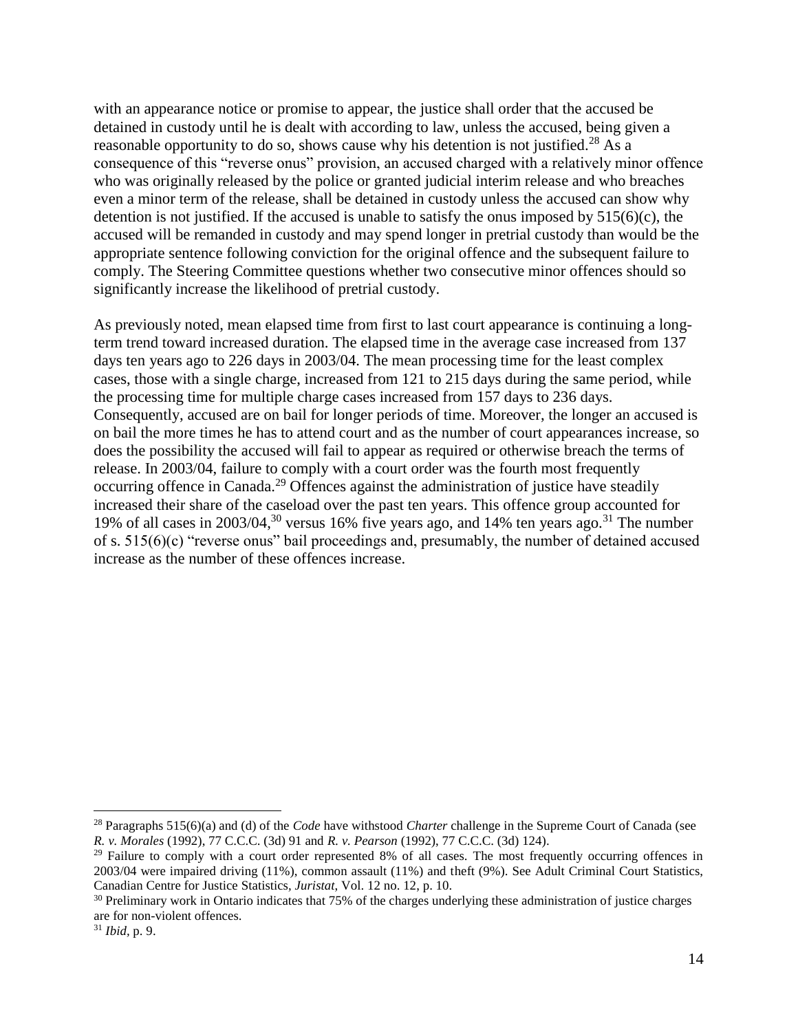with an appearance notice or promise to appear, the justice shall order that the accused be detained in custody until he is dealt with according to law, unless the accused, being given a reasonable opportunity to do so, shows cause why his detention is not justified.[28] As a consequence of this "reverse onus" provision, an accused charged with a relatively minor offence who was originally released by the police or granted judicial interim release and who breaches even a minor term of the release, shall be detained in custody unless the accused can show why detention is not justified. If the accused is unable to satisfy the onus imposed by 515(6)(c), the accused will be remanded in custody and may spend longer in pretrial custody than would be the appropriate sentence following conviction for the original offence and the subsequent failure to comply. The Steering Committee questions whether two consecutive minor offences should so significantly increase the likelihood of pretrial custody.

As previously noted, mean elapsed time from first to last court appearance is continuing a long-term trend toward increased duration. The elapsed time in the average case increased from 137 days ten years ago to 226 days in 2003/04. The mean processing time for the least complex cases, those with a single charge, increased from 121 to 215 days during the same period, while the processing time for multiple charge cases increased from 157 days to 236 days. Consequently, accused are on bail for longer periods of time. Moreover, the longer an accused is on bail the more times he has to attend court and as the number of court appearances increase, so does the possibility the accused will fail to appear as required or otherwise breach the terms of release. In 2003/04, failure to comply with a court order was the fourth most frequently occurring offence in Canada.[29] Offences against the administration of justice have steadily increased their share of the caseload over the past ten years. This offence group accounted for 19% of all cases in 2003/04,[30] versus 16% five years ago, and 14% ten years ago.[31] The number of s. 515(6)(c) "reverse onus" bail proceedings and, presumably, the number of detained accused increase as the number of these offences increase.

---

[28] Paragraphs 515(6)(a) and (d) of the *Code* have withstood *Charter* challenge in the Supreme Court of Canada (see *R. v. Morales* (1992), 77 C.C.C. (3d) 91 and *R. v. Pearson* (1992), 77 C.C.C. (3d) 124).

[29] Failure to comply with a court order represented 8% of all cases. The most frequently occurring offences in 2003/04 were impaired driving (11%), common assault (11%) and theft (9%). See Adult Criminal Court Statistics, Canadian Centre for Justice Statistics, *Juristat*, Vol. 12 no. 12, p. 10.

[30] Preliminary work in Ontario indicates that 75% of the charges underlying these administration of justice charges are for non-violent offences.

[31] *Ibid*, p. 9.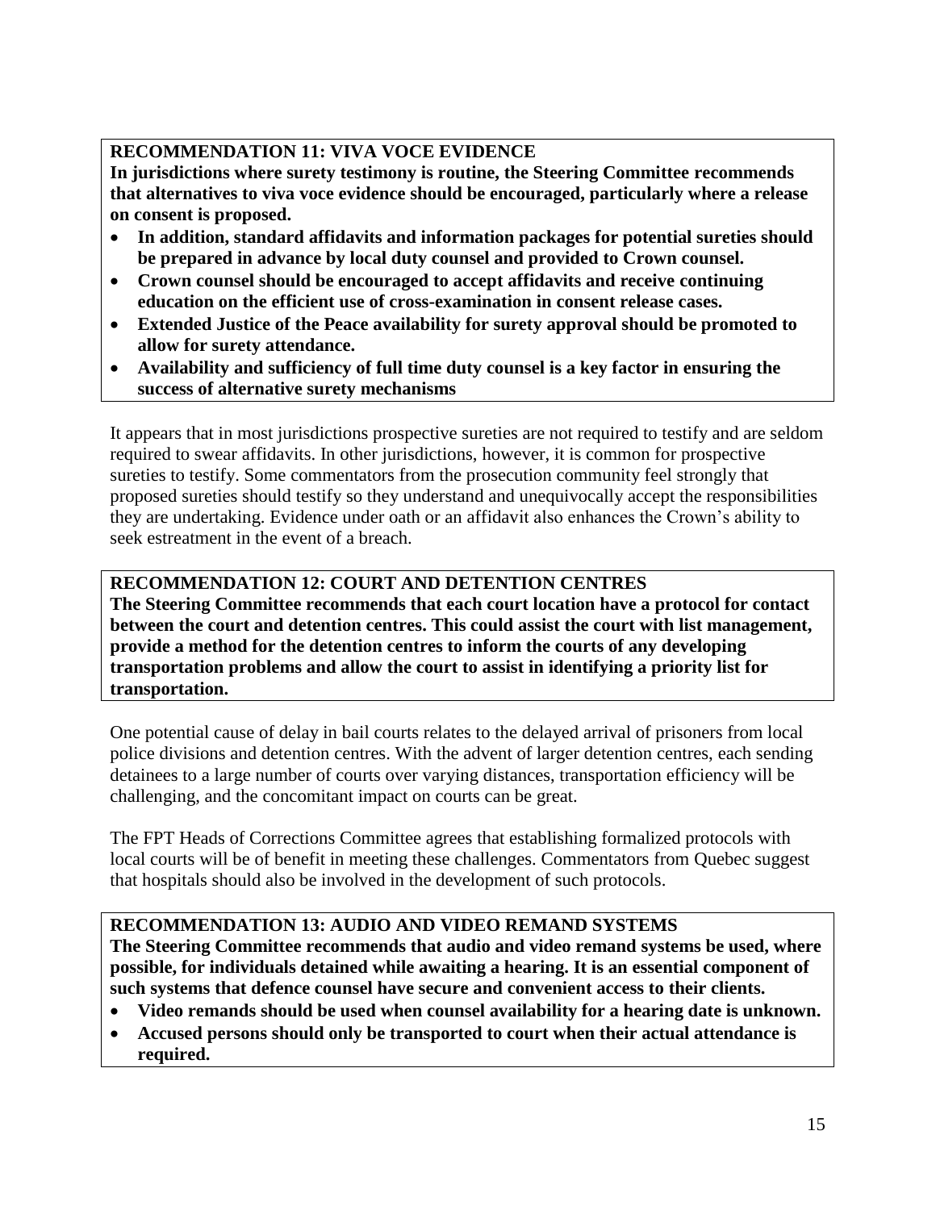**RECOMMENDATION 11: VIVA VOCE EVIDENCE**

**In jurisdictions where surety testimony is routine, the Steering Committee recommends that alternatives to viva voce evidence should be encouraged, particularly where a release on consent is proposed.**

- **In addition, standard affidavits and information packages for potential sureties should be prepared in advance by local duty counsel and provided to Crown counsel.**
- **Crown counsel should be encouraged to accept affidavits and receive continuing education on the efficient use of cross-examination in consent release cases.**
- **Extended Justice of the Peace availability for surety approval should be promoted to allow for surety attendance.**
- **Availability and sufficiency of full time duty counsel is a key factor in ensuring the success of alternative surety mechanisms**

It appears that in most jurisdictions prospective sureties are not required to testify and are seldom required to swear affidavits. In other jurisdictions, however, it is common for prospective sureties to testify. Some commentators from the prosecution community feel strongly that proposed sureties should testify so they understand and unequivocally accept the responsibilities they are undertaking. Evidence under oath or an affidavit also enhances the Crown's ability to seek estreatment in the event of a breach.

**RECOMMENDATION 12: COURT AND DETENTION CENTRES**

**The Steering Committee recommends that each court location have a protocol for contact between the court and detention centres. This could assist the court with list management, provide a method for the detention centres to inform the courts of any developing transportation problems and allow the court to assist in identifying a priority list for transportation.**

One potential cause of delay in bail courts relates to the delayed arrival of prisoners from local police divisions and detention centres. With the advent of larger detention centres, each sending detainees to a large number of courts over varying distances, transportation efficiency will be challenging, and the concomitant impact on courts can be great.

The FPT Heads of Corrections Committee agrees that establishing formalized protocols with local courts will be of benefit in meeting these challenges. Commentators from Quebec suggest that hospitals should also be involved in the development of such protocols.

**RECOMMENDATION 13: AUDIO AND VIDEO REMAND SYSTEMS**

**The Steering Committee recommends that audio and video remand systems be used, where possible, for individuals detained while awaiting a hearing. It is an essential component of such systems that defence counsel have secure and convenient access to their clients.**

- **Video remands should be used when counsel availability for a hearing date is unknown.**
- **Accused persons should only be transported to court when their actual attendance is required.**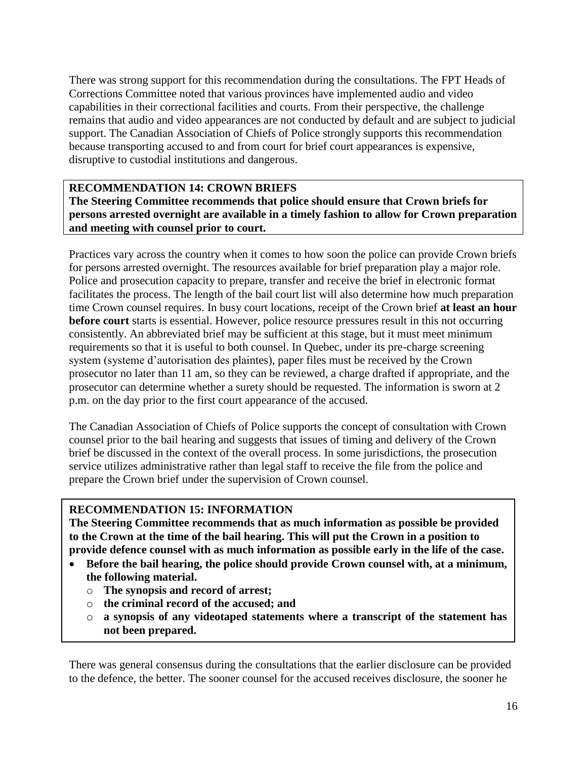There was strong support for this recommendation during the consultations. The FPT Heads of Corrections Committee noted that various provinces have implemented audio and video capabilities in their correctional facilities and courts. From their perspective, the challenge remains that audio and video appearances are not conducted by default and are subject to judicial support. The Canadian Association of Chiefs of Police strongly supports this recommendation because transporting accused to and from court for brief court appearances is expensive, disruptive to custodial institutions and dangerous.

**RECOMMENDATION 14: CROWN BRIEFS**
**The Steering Committee recommends that police should ensure that Crown briefs for persons arrested overnight are available in a timely fashion to allow for Crown preparation and meeting with counsel prior to court.**

Practices vary across the country when it comes to how soon the police can provide Crown briefs for persons arrested overnight. The resources available for brief preparation play a major role. Police and prosecution capacity to prepare, transfer and receive the brief in electronic format facilitates the process. The length of the bail court list will also determine how much preparation time Crown counsel requires. In busy court locations, receipt of the Crown brief **at least an hour before court** starts is essential. However, police resource pressures result in this not occurring consistently. An abbreviated brief may be sufficient at this stage, but it must meet minimum requirements so that it is useful to both counsel. In Quebec, under its pre-charge screening system (systeme d'autorisation des plaintes), paper files must be received by the Crown prosecutor no later than 11 am, so they can be reviewed, a charge drafted if appropriate, and the prosecutor can determine whether a surety should be requested. The information is sworn at 2 p.m. on the day prior to the first court appearance of the accused.

The Canadian Association of Chiefs of Police supports the concept of consultation with Crown counsel prior to the bail hearing and suggests that issues of timing and delivery of the Crown brief be discussed in the context of the overall process. In some jurisdictions, the prosecution service utilizes administrative rather than legal staff to receive the file from the police and prepare the Crown brief under the supervision of Crown counsel.

**RECOMMENDATION 15: INFORMATION**
**The Steering Committee recommends that as much information as possible be provided to the Crown at the time of the bail hearing. This will put the Crown in a position to provide defence counsel with as much information as possible early in the life of the case.**

- **Before the bail hearing, the police should provide Crown counsel with, at a minimum, the following material.**
  - **The synopsis and record of arrest;**
  - **the criminal record of the accused; and**
  - **a synopsis of any videotaped statements where a transcript of the statement has not been prepared.**

There was general consensus during the consultations that the earlier disclosure can be provided to the defence, the better. The sooner counsel for the accused receives disclosure, the sooner he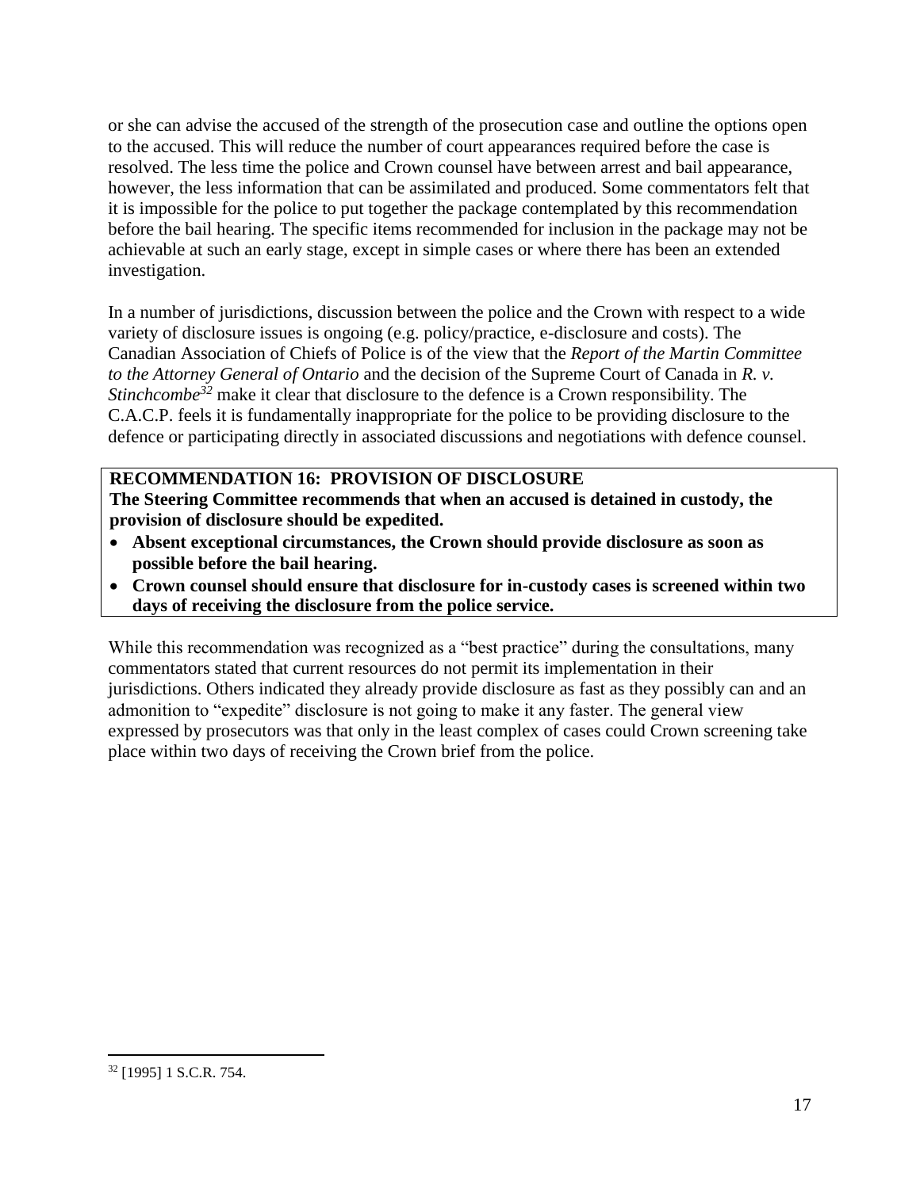or she can advise the accused of the strength of the prosecution case and outline the options open to the accused. This will reduce the number of court appearances required before the case is resolved. The less time the police and Crown counsel have between arrest and bail appearance, however, the less information that can be assimilated and produced. Some commentators felt that it is impossible for the police to put together the package contemplated by this recommendation before the bail hearing. The specific items recommended for inclusion in the package may not be achievable at such an early stage, except in simple cases or where there has been an extended investigation.

In a number of jurisdictions, discussion between the police and the Crown with respect to a wide variety of disclosure issues is ongoing (e.g. policy/practice, e-disclosure and costs). The Canadian Association of Chiefs of Police is of the view that the *Report of the Martin Committee to the Attorney General of Ontario* and the decision of the Supreme Court of Canada in *R. v. Stinchcombe*[32] make it clear that disclosure to the defence is a Crown responsibility. The C.A.C.P. feels it is fundamentally inappropriate for the police to be providing disclosure to the defence or participating directly in associated discussions and negotiations with defence counsel.

**RECOMMENDATION 16: PROVISION OF DISCLOSURE**
**The Steering Committee recommends that when an accused is detained in custody, the provision of disclosure should be expedited.**

- **Absent exceptional circumstances, the Crown should provide disclosure as soon as possible before the bail hearing.**
- **Crown counsel should ensure that disclosure for in-custody cases is screened within two days of receiving the disclosure from the police service.**

While this recommendation was recognized as a "best practice" during the consultations, many commentators stated that current resources do not permit its implementation in their jurisdictions. Others indicated they already provide disclosure as fast as they possibly can and an admonition to "expedite" disclosure is not going to make it any faster. The general view expressed by prosecutors was that only in the least complex of cases could Crown screening take place within two days of receiving the Crown brief from the police.

---

[32] [1995] 1 S.C.R. 754.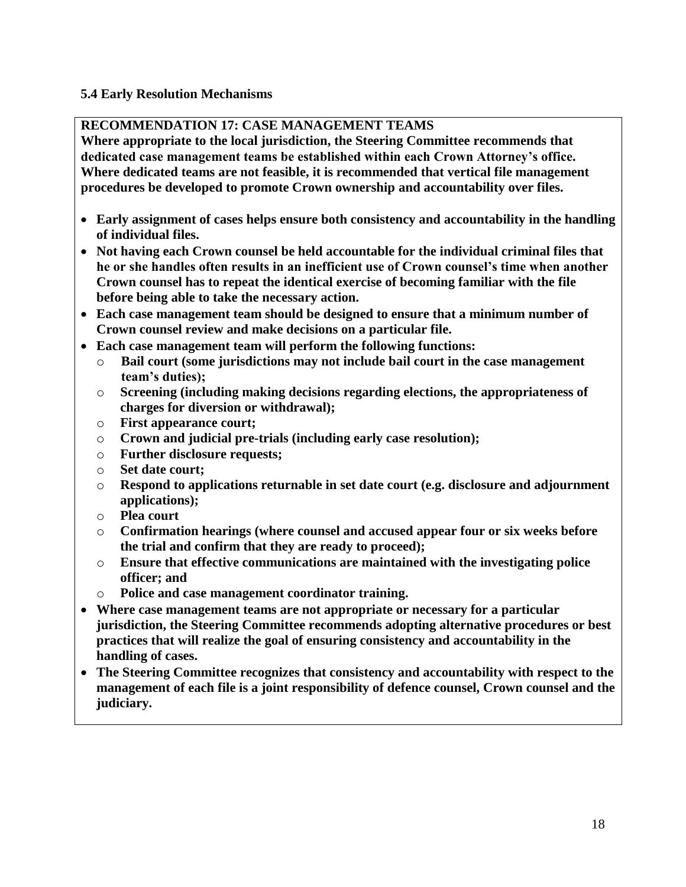### 5.4 Early Resolution Mechanisms

**RECOMMENDATION 17: CASE MANAGEMENT TEAMS**

**Where appropriate to the local jurisdiction, the Steering Committee recommends that dedicated case management teams be established within each Crown Attorney's office. Where dedicated teams are not feasible, it is recommended that vertical file management procedures be developed to promote Crown ownership and accountability over files.**

- **Early assignment of cases helps ensure both consistency and accountability in the handling of individual files.**
- **Not having each Crown counsel be held accountable for the individual criminal files that he or she handles often results in an inefficient use of Crown counsel's time when another Crown counsel has to repeat the identical exercise of becoming familiar with the file before being able to take the necessary action.**
- **Each case management team should be designed to ensure that a minimum number of Crown counsel review and make decisions on a particular file.**
- **Each case management team will perform the following functions:**
  - **Bail court (some jurisdictions may not include bail court in the case management team's duties);**
  - **Screening (including making decisions regarding elections, the appropriateness of charges for diversion or withdrawal);**
  - **First appearance court;**
  - **Crown and judicial pre-trials (including early case resolution);**
  - **Further disclosure requests;**
  - **Set date court;**
  - **Respond to applications returnable in set date court (e.g. disclosure and adjournment applications);**
  - **Plea court**
  - **Confirmation hearings (where counsel and accused appear four or six weeks before the trial and confirm that they are ready to proceed);**
  - **Ensure that effective communications are maintained with the investigating police officer; and**
  - **Police and case management coordinator training.**
- **Where case management teams are not appropriate or necessary for a particular jurisdiction, the Steering Committee recommends adopting alternative procedures or best practices that will realize the goal of ensuring consistency and accountability in the handling of cases.**
- **The Steering Committee recognizes that consistency and accountability with respect to the management of each file is a joint responsibility of defence counsel, Crown counsel and the judiciary.**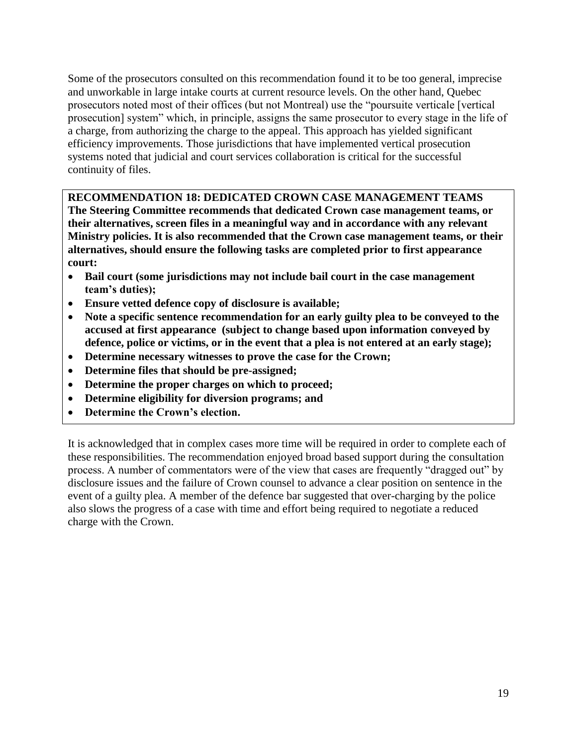Some of the prosecutors consulted on this recommendation found it to be too general, imprecise and unworkable in large intake courts at current resource levels. On the other hand, Quebec prosecutors noted most of their offices (but not Montreal) use the "poursuite verticale [vertical prosecution] system" which, in principle, assigns the same prosecutor to every stage in the life of a charge, from authorizing the charge to the appeal. This approach has yielded significant efficiency improvements. Those jurisdictions that have implemented vertical prosecution systems noted that judicial and court services collaboration is critical for the successful continuity of files.

**RECOMMENDATION 18: DEDICATED CROWN CASE MANAGEMENT TEAMS**
**The Steering Committee recommends that dedicated Crown case management teams, or their alternatives, screen files in a meaningful way and in accordance with any relevant Ministry policies. It is also recommended that the Crown case management teams, or their alternatives, should ensure the following tasks are completed prior to first appearance court:**

- **Bail court (some jurisdictions may not include bail court in the case management team's duties);**
- **Ensure vetted defence copy of disclosure is available;**
- **Note a specific sentence recommendation for an early guilty plea to be conveyed to the accused at first appearance (subject to change based upon information conveyed by defence, police or victims, or in the event that a plea is not entered at an early stage);**
- **Determine necessary witnesses to prove the case for the Crown;**
- **Determine files that should be pre-assigned;**
- **Determine the proper charges on which to proceed;**
- **Determine eligibility for diversion programs; and**
- **Determine the Crown's election.**

It is acknowledged that in complex cases more time will be required in order to complete each of these responsibilities. The recommendation enjoyed broad based support during the consultation process. A number of commentators were of the view that cases are frequently "dragged out" by disclosure issues and the failure of Crown counsel to advance a clear position on sentence in the event of a guilty plea. A member of the defence bar suggested that over-charging by the police also slows the progress of a case with time and effort being required to negotiate a reduced charge with the Crown.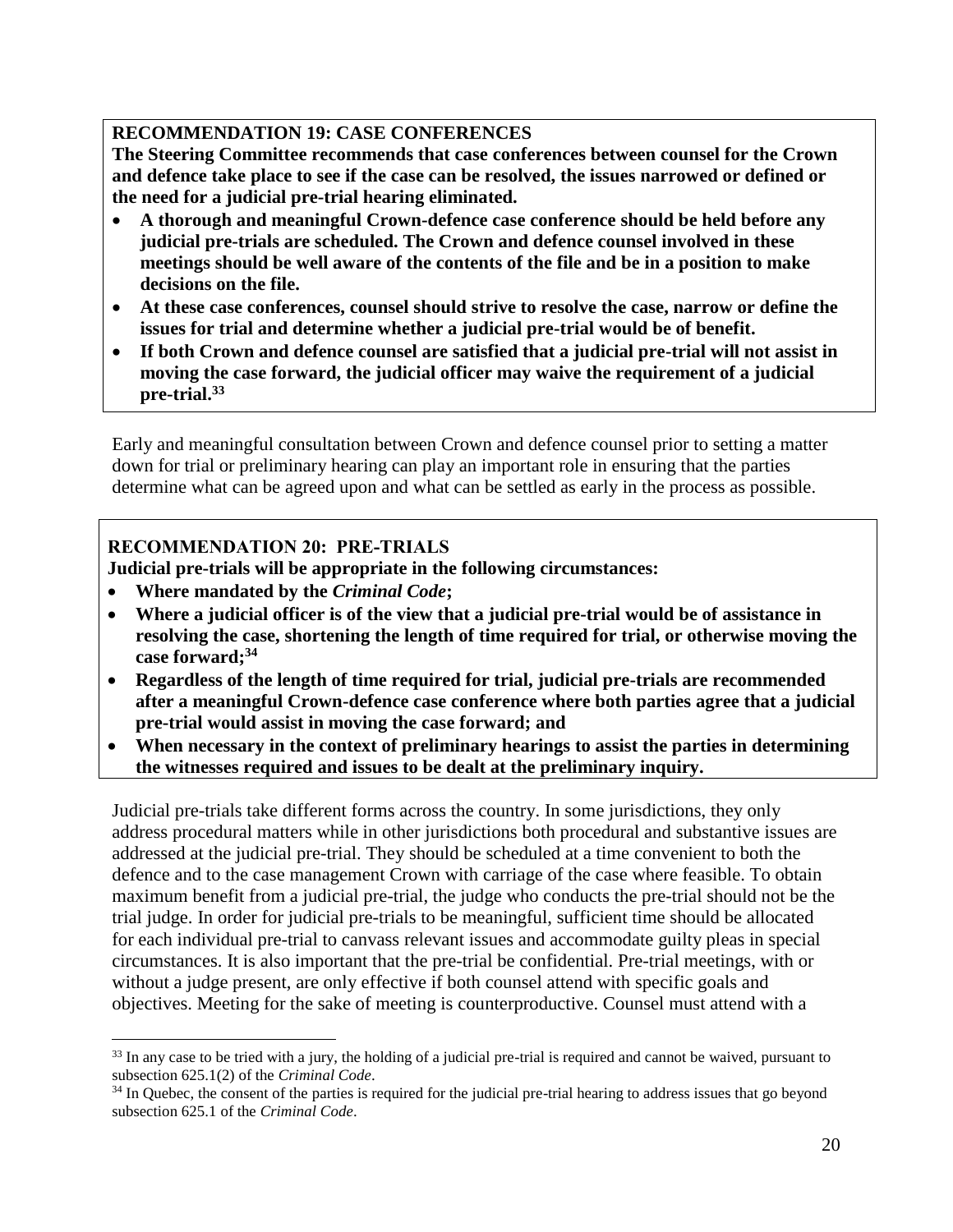**RECOMMENDATION 19: CASE CONFERENCES**

**The Steering Committee recommends that case conferences between counsel for the Crown and defence take place to see if the case can be resolved, the issues narrowed or defined or the need for a judicial pre-trial hearing eliminated.**

- **A thorough and meaningful Crown-defence case conference should be held before any judicial pre-trials are scheduled. The Crown and defence counsel involved in these meetings should be well aware of the contents of the file and be in a position to make decisions on the file.**
- **At these case conferences, counsel should strive to resolve the case, narrow or define the issues for trial and determine whether a judicial pre-trial would be of benefit.**
- **If both Crown and defence counsel are satisfied that a judicial pre-trial will not assist in moving the case forward, the judicial officer may waive the requirement of a judicial pre-trial.[33]**

Early and meaningful consultation between Crown and defence counsel prior to setting a matter down for trial or preliminary hearing can play an important role in ensuring that the parties determine what can be agreed upon and what can be settled as early in the process as possible.

**RECOMMENDATION 20: PRE-TRIALS**

**Judicial pre-trials will be appropriate in the following circumstances:**

- **Where mandated by the *Criminal Code*;**
- **Where a judicial officer is of the view that a judicial pre-trial would be of assistance in resolving the case, shortening the length of time required for trial, or otherwise moving the case forward;[34]**
- **Regardless of the length of time required for trial, judicial pre-trials are recommended after a meaningful Crown-defence case conference where both parties agree that a judicial pre-trial would assist in moving the case forward; and**
- **When necessary in the context of preliminary hearings to assist the parties in determining the witnesses required and issues to be dealt at the preliminary inquiry.**

Judicial pre-trials take different forms across the country. In some jurisdictions, they only address procedural matters while in other jurisdictions both procedural and substantive issues are addressed at the judicial pre-trial. They should be scheduled at a time convenient to both the defence and to the case management Crown with carriage of the case where feasible. To obtain maximum benefit from a judicial pre-trial, the judge who conducts the pre-trial should not be the trial judge. In order for judicial pre-trials to be meaningful, sufficient time should be allocated for each individual pre-trial to canvass relevant issues and accommodate guilty pleas in special circumstances. It is also important that the pre-trial be confidential. Pre-trial meetings, with or without a judge present, are only effective if both counsel attend with specific goals and objectives. Meeting for the sake of meeting is counterproductive. Counsel must attend with a

[33] In any case to be tried with a jury, the holding of a judicial pre-trial is required and cannot be waived, pursuant to subsection 625.1(2) of the *Criminal Code*.

[34] In Quebec, the consent of the parties is required for the judicial pre-trial hearing to address issues that go beyond subsection 625.1 of the *Criminal Code*.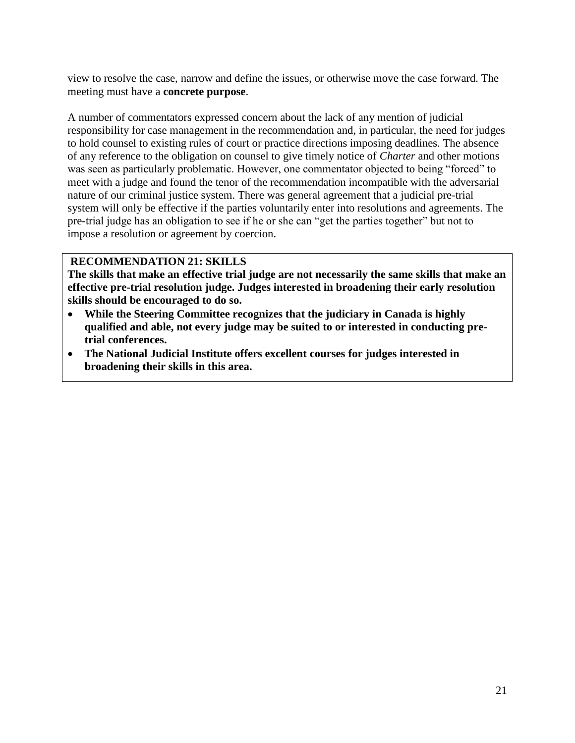view to resolve the case, narrow and define the issues, or otherwise move the case forward. The meeting must have a **concrete purpose**.

A number of commentators expressed concern about the lack of any mention of judicial responsibility for case management in the recommendation and, in particular, the need for judges to hold counsel to existing rules of court or practice directions imposing deadlines. The absence of any reference to the obligation on counsel to give timely notice of *Charter* and other motions was seen as particularly problematic. However, one commentator objected to being "forced" to meet with a judge and found the tenor of the recommendation incompatible with the adversarial nature of our criminal justice system. There was general agreement that a judicial pre-trial system will only be effective if the parties voluntarily enter into resolutions and agreements. The pre-trial judge has an obligation to see if he or she can "get the parties together" but not to impose a resolution or agreement by coercion.

**RECOMMENDATION 21: SKILLS**

**The skills that make an effective trial judge are not necessarily the same skills that make an effective pre-trial resolution judge. Judges interested in broadening their early resolution skills should be encouraged to do so.**

- **While the Steering Committee recognizes that the judiciary in Canada is highly qualified and able, not every judge may be suited to or interested in conducting pre-trial conferences.**
- **The National Judicial Institute offers excellent courses for judges interested in broadening their skills in this area.**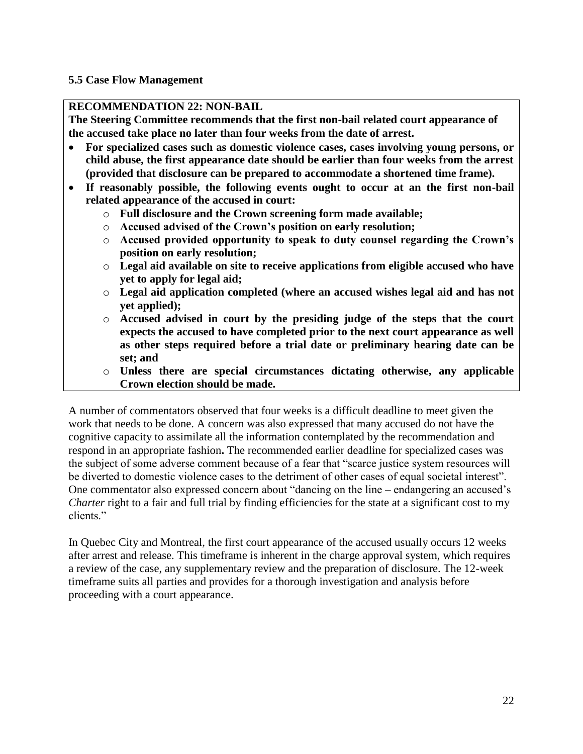### 5.5 Case Flow Management

**RECOMMENDATION 22: NON-BAIL**

**The Steering Committee recommends that the first non-bail related court appearance of the accused take place no later than four weeks from the date of arrest.**

- **For specialized cases such as domestic violence cases, cases involving young persons, or child abuse, the first appearance date should be earlier than four weeks from the arrest (provided that disclosure can be prepared to accommodate a shortened time frame).**
- **If reasonably possible, the following events ought to occur at an the first non-bail related appearance of the accused in court:**
  - **Full disclosure and the Crown screening form made available;**
  - **Accused advised of the Crown's position on early resolution;**
  - **Accused provided opportunity to speak to duty counsel regarding the Crown's position on early resolution;**
  - **Legal aid available on site to receive applications from eligible accused who have yet to apply for legal aid;**
  - **Legal aid application completed (where an accused wishes legal aid and has not yet applied);**
  - **Accused advised in court by the presiding judge of the steps that the court expects the accused to have completed prior to the next court appearance as well as other steps required before a trial date or preliminary hearing date can be set; and**
  - **Unless there are special circumstances dictating otherwise, any applicable Crown election should be made.**

A number of commentators observed that four weeks is a difficult deadline to meet given the work that needs to be done. A concern was also expressed that many accused do not have the cognitive capacity to assimilate all the information contemplated by the recommendation and respond in an appropriate fashion**.** The recommended earlier deadline for specialized cases was the subject of some adverse comment because of a fear that "scarce justice system resources will be diverted to domestic violence cases to the detriment of other cases of equal societal interest". One commentator also expressed concern about "dancing on the line – endangering an accused's *Charter* right to a fair and full trial by finding efficiencies for the state at a significant cost to my clients."

In Quebec City and Montreal, the first court appearance of the accused usually occurs 12 weeks after arrest and release. This timeframe is inherent in the charge approval system, which requires a review of the case, any supplementary review and the preparation of disclosure. The 12-week timeframe suits all parties and provides for a thorough investigation and analysis before proceeding with a court appearance.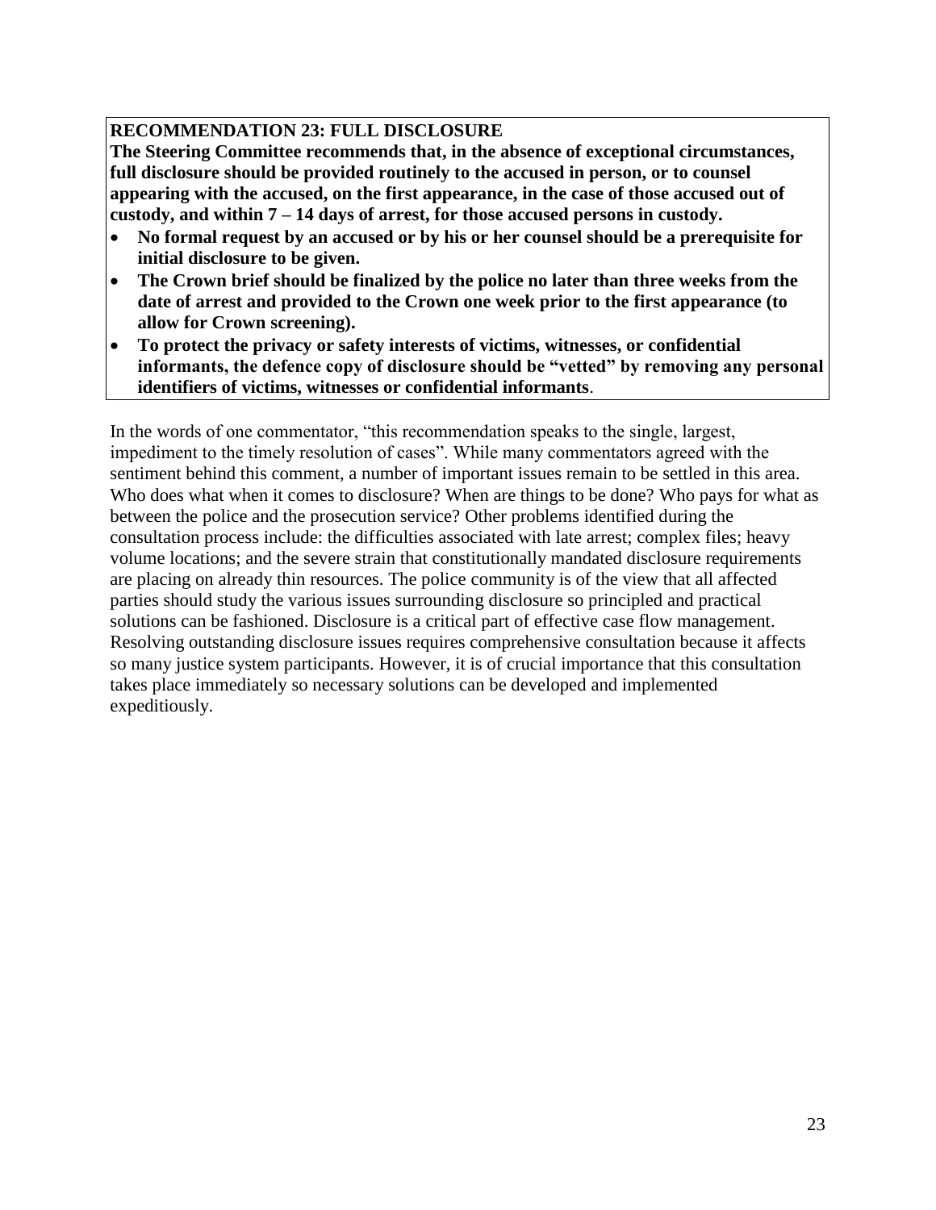**RECOMMENDATION 23: FULL DISCLOSURE**

**The Steering Committee recommends that, in the absence of exceptional circumstances, full disclosure should be provided routinely to the accused in person, or to counsel appearing with the accused, on the first appearance, in the case of those accused out of custody, and within 7 – 14 days of arrest, for those accused persons in custody.**

- **No formal request by an accused or by his or her counsel should be a prerequisite for initial disclosure to be given.**
- **The Crown brief should be finalized by the police no later than three weeks from the date of arrest and provided to the Crown one week prior to the first appearance (to allow for Crown screening).**
- **To protect the privacy or safety interests of victims, witnesses, or confidential informants, the defence copy of disclosure should be "vetted" by removing any personal identifiers of victims, witnesses or confidential informants**.

In the words of one commentator, "this recommendation speaks to the single, largest, impediment to the timely resolution of cases". While many commentators agreed with the sentiment behind this comment, a number of important issues remain to be settled in this area. Who does what when it comes to disclosure? When are things to be done? Who pays for what as between the police and the prosecution service? Other problems identified during the consultation process include: the difficulties associated with late arrest; complex files; heavy volume locations; and the severe strain that constitutionally mandated disclosure requirements are placing on already thin resources. The police community is of the view that all affected parties should study the various issues surrounding disclosure so principled and practical solutions can be fashioned. Disclosure is a critical part of effective case flow management. Resolving outstanding disclosure issues requires comprehensive consultation because it affects so many justice system participants. However, it is of crucial importance that this consultation takes place immediately so necessary solutions can be developed and implemented expeditiously.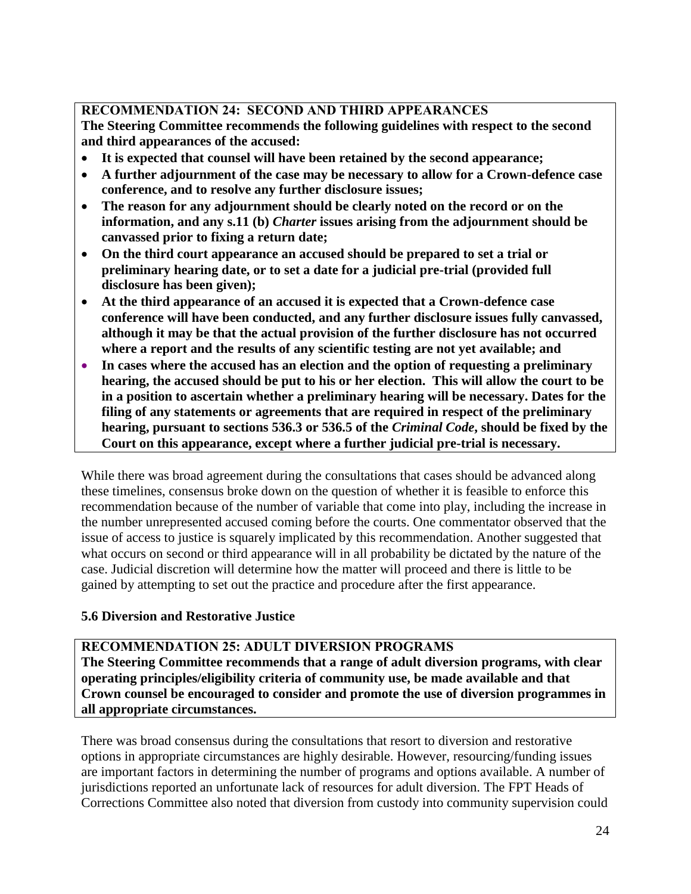**RECOMMENDATION 24: SECOND AND THIRD APPEARANCES**
**The Steering Committee recommends the following guidelines with respect to the second and third appearances of the accused:**

- **It is expected that counsel will have been retained by the second appearance;**
- **A further adjournment of the case may be necessary to allow for a Crown-defence case conference, and to resolve any further disclosure issues;**
- **The reason for any adjournment should be clearly noted on the record or on the information, and any s.11 (b) *Charter* issues arising from the adjournment should be canvassed prior to fixing a return date;**
- **On the third court appearance an accused should be prepared to set a trial or preliminary hearing date, or to set a date for a judicial pre-trial (provided full disclosure has been given);**
- **At the third appearance of an accused it is expected that a Crown-defence case conference will have been conducted, and any further disclosure issues fully canvassed, although it may be that the actual provision of the further disclosure has not occurred where a report and the results of any scientific testing are not yet available; and**
- **In cases where the accused has an election and the option of requesting a preliminary hearing, the accused should be put to his or her election. This will allow the court to be in a position to ascertain whether a preliminary hearing will be necessary. Dates for the filing of any statements or agreements that are required in respect of the preliminary hearing, pursuant to sections 536.3 or 536.5 of the *Criminal Code*, should be fixed by the Court on this appearance, except where a further judicial pre-trial is necessary.**

While there was broad agreement during the consultations that cases should be advanced along these timelines, consensus broke down on the question of whether it is feasible to enforce this recommendation because of the number of variable that come into play, including the increase in the number unrepresented accused coming before the courts. One commentator observed that the issue of access to justice is squarely implicated by this recommendation. Another suggested that what occurs on second or third appearance will in all probability be dictated by the nature of the case. Judicial discretion will determine how the matter will proceed and there is little to be gained by attempting to set out the practice and procedure after the first appearance.

### 5.6 Diversion and Restorative Justice

**RECOMMENDATION 25: ADULT DIVERSION PROGRAMS**
**The Steering Committee recommends that a range of adult diversion programs, with clear operating principles/eligibility criteria of community use, be made available and that Crown counsel be encouraged to consider and promote the use of diversion programmes in all appropriate circumstances.**

There was broad consensus during the consultations that resort to diversion and restorative options in appropriate circumstances are highly desirable. However, resourcing/funding issues are important factors in determining the number of programs and options available. A number of jurisdictions reported an unfortunate lack of resources for adult diversion. The FPT Heads of Corrections Committee also noted that diversion from custody into community supervision could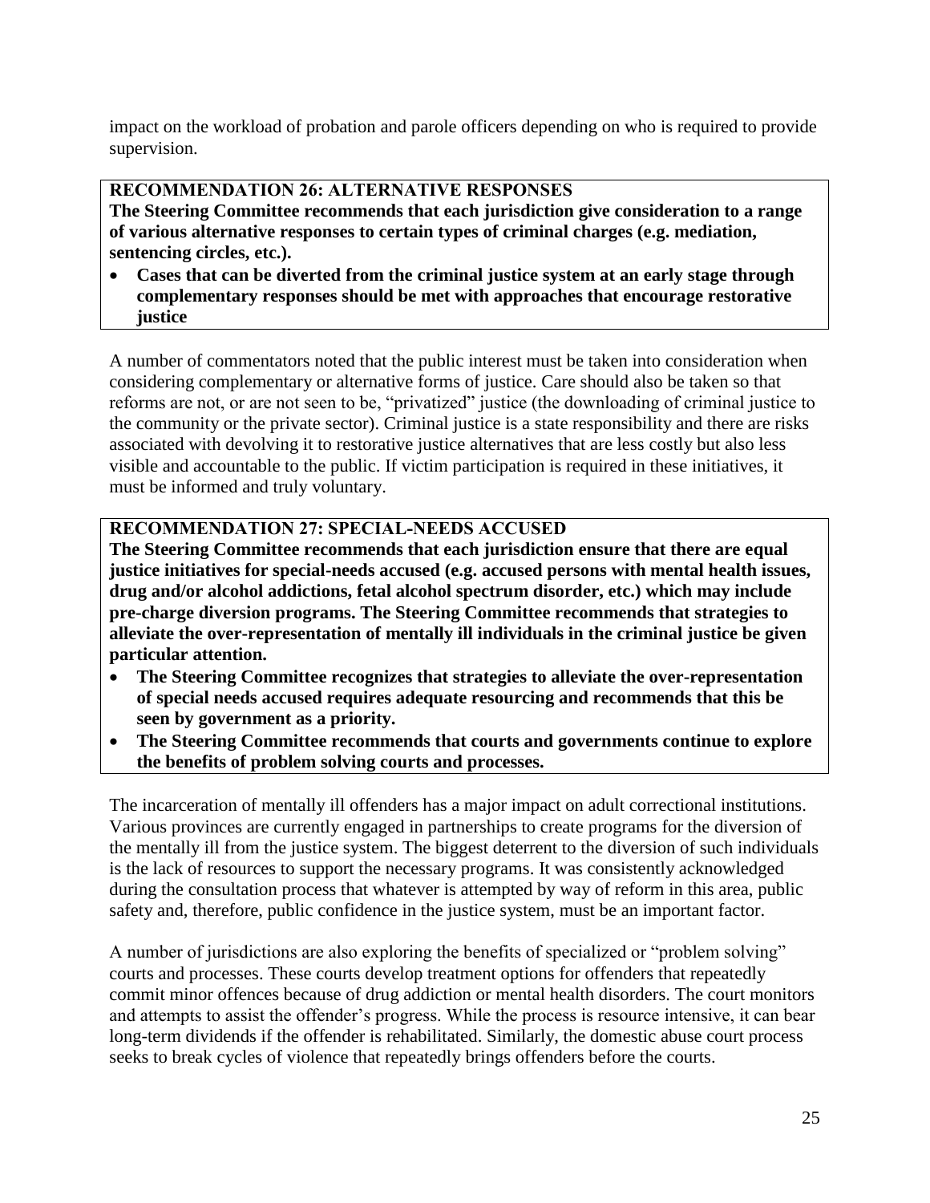impact on the workload of probation and parole officers depending on who is required to provide supervision.

**RECOMMENDATION 26: ALTERNATIVE RESPONSES**
**The Steering Committee recommends that each jurisdiction give consideration to a range of various alternative responses to certain types of criminal charges (e.g. mediation, sentencing circles, etc.).**

- **Cases that can be diverted from the criminal justice system at an early stage through complementary responses should be met with approaches that encourage restorative justice**

A number of commentators noted that the public interest must be taken into consideration when considering complementary or alternative forms of justice. Care should also be taken so that reforms are not, or are not seen to be, "privatized" justice (the downloading of criminal justice to the community or the private sector). Criminal justice is a state responsibility and there are risks associated with devolving it to restorative justice alternatives that are less costly but also less visible and accountable to the public. If victim participation is required in these initiatives, it must be informed and truly voluntary.

**RECOMMENDATION 27: SPECIAL-NEEDS ACCUSED**
**The Steering Committee recommends that each jurisdiction ensure that there are equal justice initiatives for special-needs accused (e.g. accused persons with mental health issues, drug and/or alcohol addictions, fetal alcohol spectrum disorder, etc.) which may include pre-charge diversion programs. The Steering Committee recommends that strategies to alleviate the over-representation of mentally ill individuals in the criminal justice be given particular attention.**

- **The Steering Committee recognizes that strategies to alleviate the over-representation of special needs accused requires adequate resourcing and recommends that this be seen by government as a priority.**
- **The Steering Committee recommends that courts and governments continue to explore the benefits of problem solving courts and processes.**

The incarceration of mentally ill offenders has a major impact on adult correctional institutions. Various provinces are currently engaged in partnerships to create programs for the diversion of the mentally ill from the justice system. The biggest deterrent to the diversion of such individuals is the lack of resources to support the necessary programs. It was consistently acknowledged during the consultation process that whatever is attempted by way of reform in this area, public safety and, therefore, public confidence in the justice system, must be an important factor.

A number of jurisdictions are also exploring the benefits of specialized or "problem solving" courts and processes. These courts develop treatment options for offenders that repeatedly commit minor offences because of drug addiction or mental health disorders. The court monitors and attempts to assist the offender's progress. While the process is resource intensive, it can bear long-term dividends if the offender is rehabilitated. Similarly, the domestic abuse court process seeks to break cycles of violence that repeatedly brings offenders before the courts.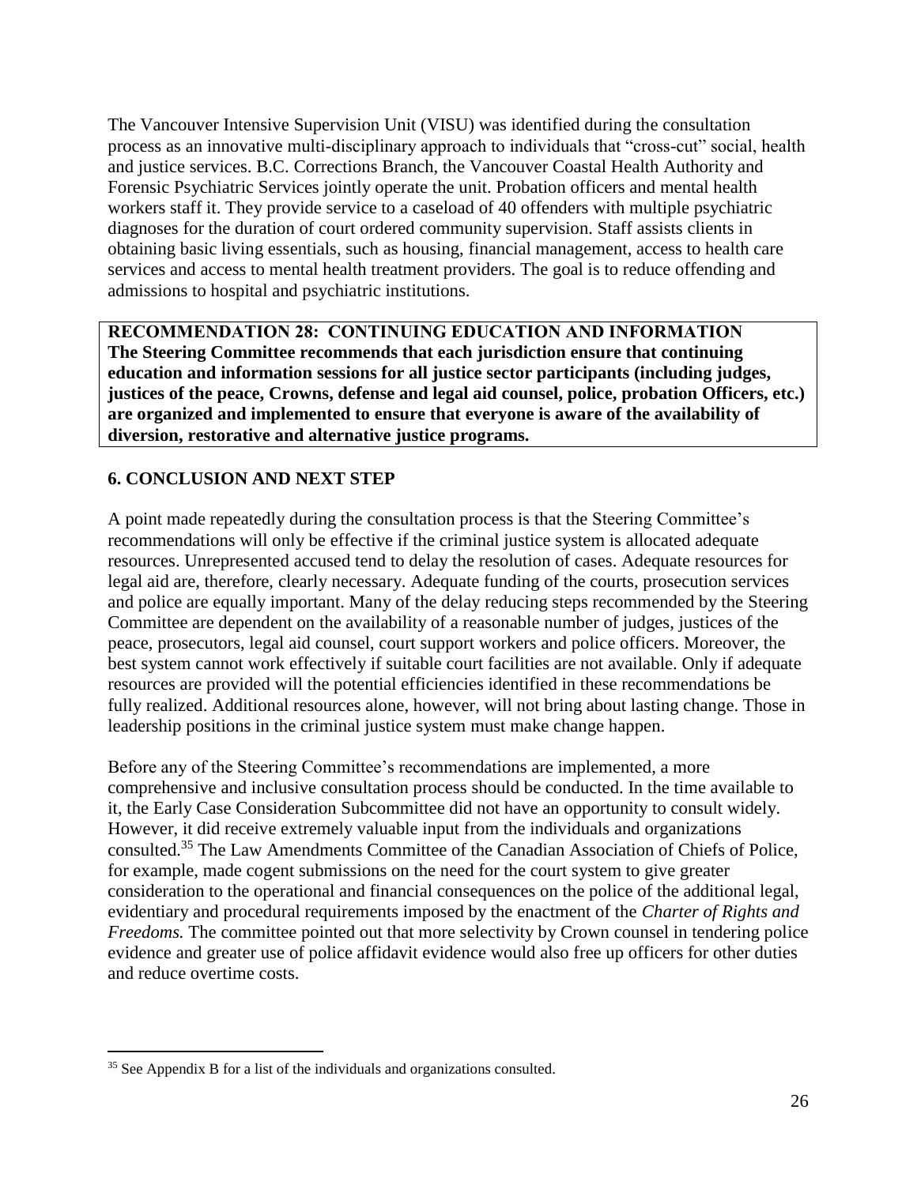The Vancouver Intensive Supervision Unit (VISU) was identified during the consultation process as an innovative multi-disciplinary approach to individuals that "cross-cut" social, health and justice services. B.C. Corrections Branch, the Vancouver Coastal Health Authority and Forensic Psychiatric Services jointly operate the unit. Probation officers and mental health workers staff it. They provide service to a caseload of 40 offenders with multiple psychiatric diagnoses for the duration of court ordered community supervision. Staff assists clients in obtaining basic living essentials, such as housing, financial management, access to health care services and access to mental health treatment providers. The goal is to reduce offending and admissions to hospital and psychiatric institutions.

**RECOMMENDATION 28: CONTINUING EDUCATION AND INFORMATION**
**The Steering Committee recommends that each jurisdiction ensure that continuing education and information sessions for all justice sector participants (including judges, justices of the peace, Crowns, defense and legal aid counsel, police, probation Officers, etc.) are organized and implemented to ensure that everyone is aware of the availability of diversion, restorative and alternative justice programs.**

## 6. CONCLUSION AND NEXT STEP

A point made repeatedly during the consultation process is that the Steering Committee's recommendations will only be effective if the criminal justice system is allocated adequate resources. Unrepresented accused tend to delay the resolution of cases. Adequate resources for legal aid are, therefore, clearly necessary. Adequate funding of the courts, prosecution services and police are equally important. Many of the delay reducing steps recommended by the Steering Committee are dependent on the availability of a reasonable number of judges, justices of the peace, prosecutors, legal aid counsel, court support workers and police officers. Moreover, the best system cannot work effectively if suitable court facilities are not available. Only if adequate resources are provided will the potential efficiencies identified in these recommendations be fully realized. Additional resources alone, however, will not bring about lasting change. Those in leadership positions in the criminal justice system must make change happen.

Before any of the Steering Committee's recommendations are implemented, a more comprehensive and inclusive consultation process should be conducted. In the time available to it, the Early Case Consideration Subcommittee did not have an opportunity to consult widely. However, it did receive extremely valuable input from the individuals and organizations consulted.[35] The Law Amendments Committee of the Canadian Association of Chiefs of Police, for example, made cogent submissions on the need for the court system to give greater consideration to the operational and financial consequences on the police of the additional legal, evidentiary and procedural requirements imposed by the enactment of the *Charter of Rights and Freedoms.* The committee pointed out that more selectivity by Crown counsel in tendering police evidence and greater use of police affidavit evidence would also free up officers for other duties and reduce overtime costs.

[35] See Appendix B for a list of the individuals and organizations consulted.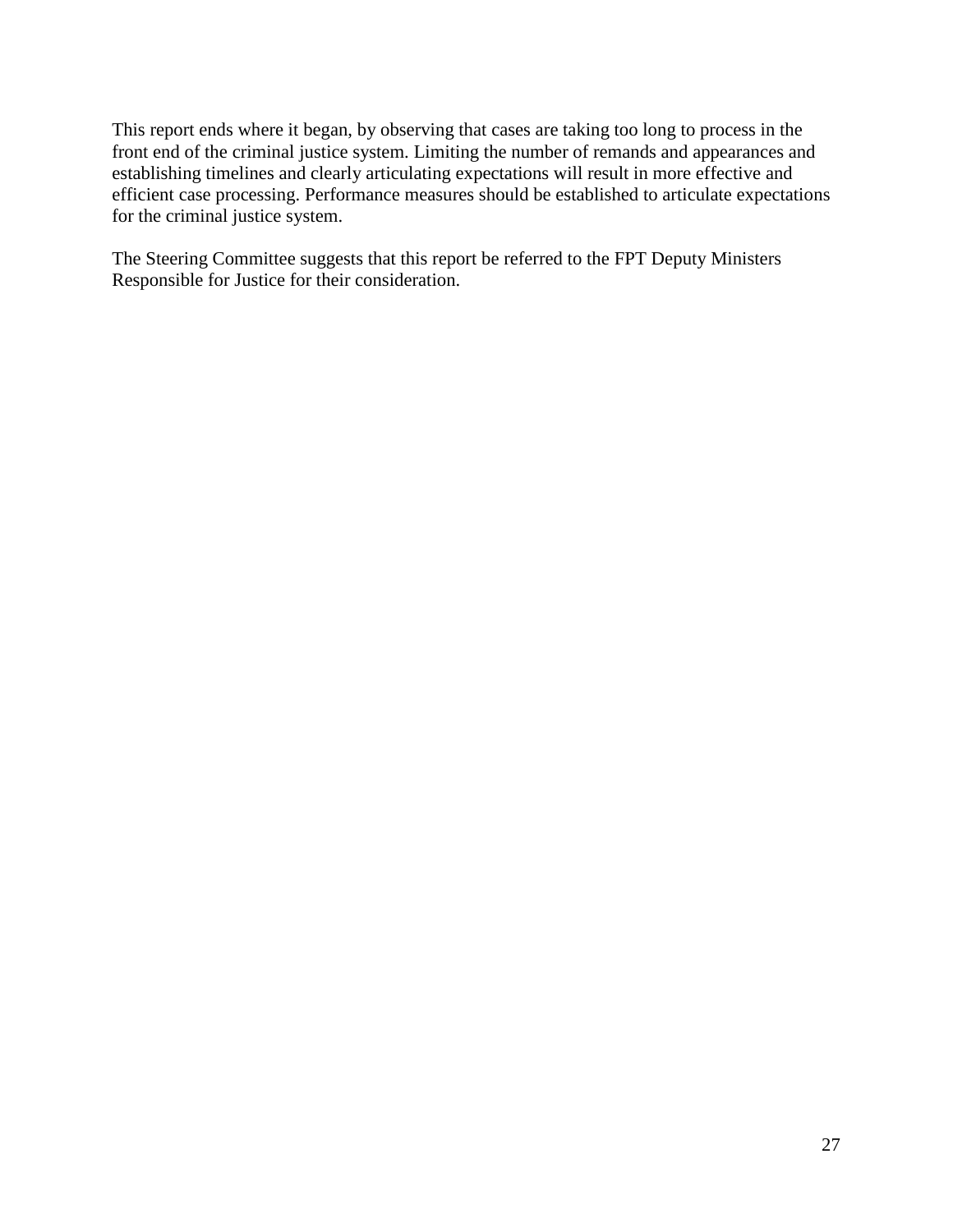This report ends where it began, by observing that cases are taking too long to process in the front end of the criminal justice system. Limiting the number of remands and appearances and establishing timelines and clearly articulating expectations will result in more effective and efficient case processing. Performance measures should be established to articulate expectations for the criminal justice system.

The Steering Committee suggests that this report be referred to the FPT Deputy Ministers Responsible for Justice for their consideration.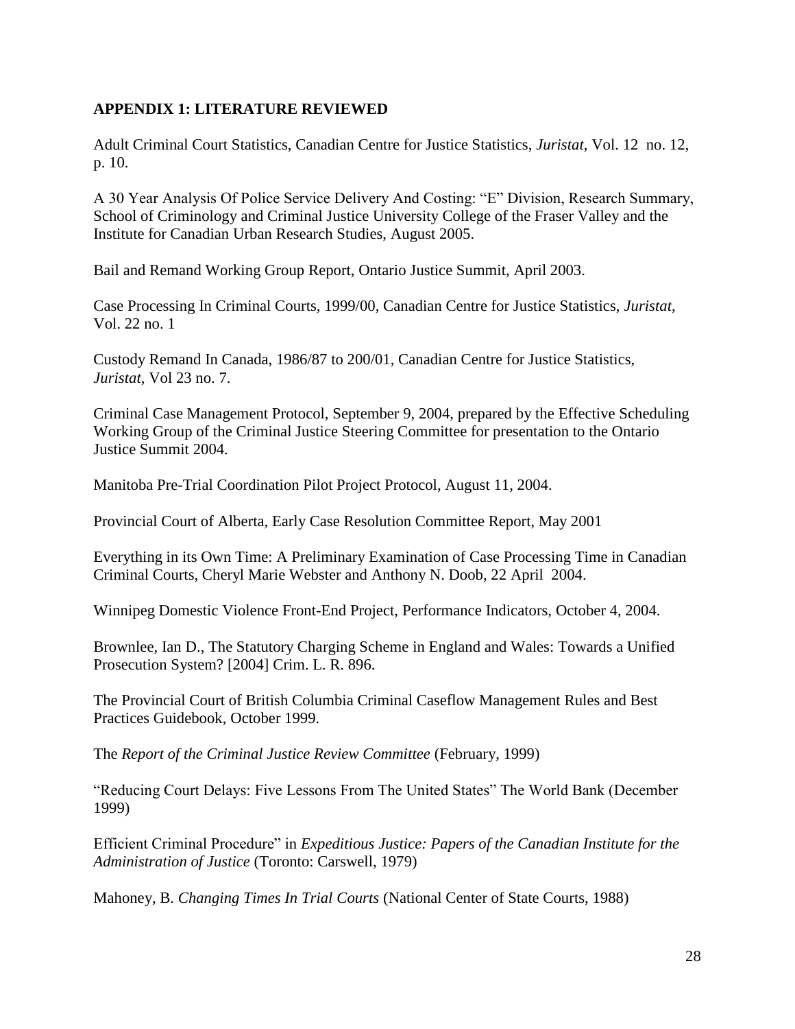## APPENDIX 1: LITERATURE REVIEWED

Adult Criminal Court Statistics, Canadian Centre for Justice Statistics, *Juristat*, Vol. 12 no. 12, p. 10.

A 30 Year Analysis Of Police Service Delivery And Costing: "E" Division, Research Summary, School of Criminology and Criminal Justice University College of the Fraser Valley and the Institute for Canadian Urban Research Studies, August 2005.

Bail and Remand Working Group Report, Ontario Justice Summit, April 2003.

Case Processing In Criminal Courts, 1999/00, Canadian Centre for Justice Statistics, *Juristat*, Vol. 22 no. 1

Custody Remand In Canada, 1986/87 to 200/01, Canadian Centre for Justice Statistics, *Juristat*, Vol 23 no. 7.

Criminal Case Management Protocol, September 9, 2004, prepared by the Effective Scheduling Working Group of the Criminal Justice Steering Committee for presentation to the Ontario Justice Summit 2004.

Manitoba Pre-Trial Coordination Pilot Project Protocol, August 11, 2004.

Provincial Court of Alberta, Early Case Resolution Committee Report, May 2001

Everything in its Own Time: A Preliminary Examination of Case Processing Time in Canadian Criminal Courts, Cheryl Marie Webster and Anthony N. Doob, 22 April 2004.

Winnipeg Domestic Violence Front-End Project, Performance Indicators, October 4, 2004.

Brownlee, Ian D., The Statutory Charging Scheme in England and Wales: Towards a Unified Prosecution System? [2004] Crim. L. R. 896.

The Provincial Court of British Columbia Criminal Caseflow Management Rules and Best Practices Guidebook, October 1999.

The *Report of the Criminal Justice Review Committee* (February, 1999)

"Reducing Court Delays: Five Lessons From The United States" The World Bank (December 1999)

Efficient Criminal Procedure" in *Expeditious Justice: Papers of the Canadian Institute for the Administration of Justice* (Toronto: Carswell, 1979)

Mahoney, B. *Changing Times In Trial Courts* (National Center of State Courts, 1988)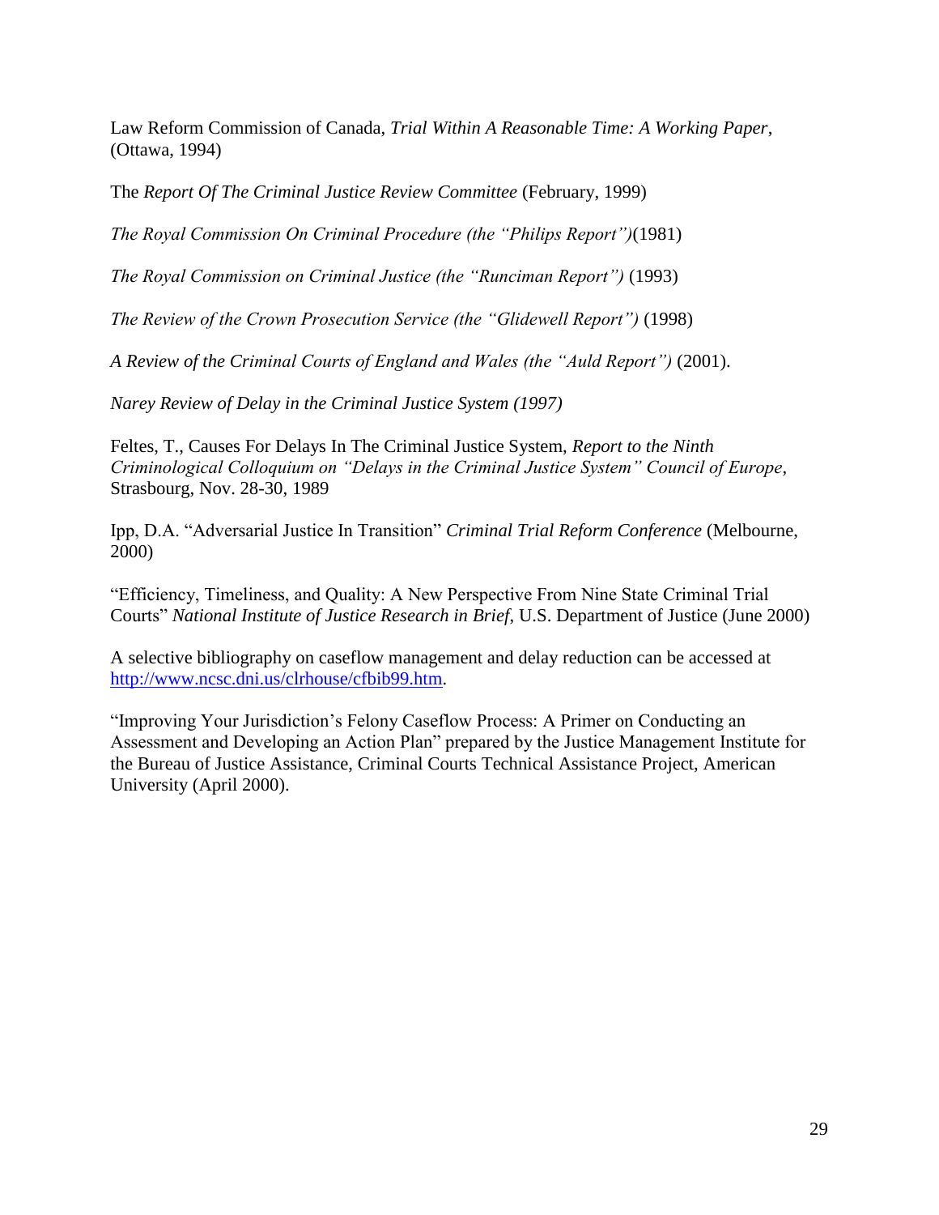Law Reform Commission of Canada, *Trial Within A Reasonable Time: A Working Paper*, (Ottawa, 1994)

The *Report Of The Criminal Justice Review Committee* (February, 1999)

*The Royal Commission On Criminal Procedure (the "Philips Report")*(1981)

*The Royal Commission on Criminal Justice (the "Runciman Report")* (1993)

*The Review of the Crown Prosecution Service (the "Glidewell Report")* (1998)

*A Review of the Criminal Courts of England and Wales (the "Auld Report")* (2001).

*Narey Review of Delay in the Criminal Justice System (1997)*

Feltes, T., Causes For Delays In The Criminal Justice System, *Report to the Ninth Criminological Colloquium on "Delays in the Criminal Justice System" Council of Europe*, Strasbourg, Nov. 28-30, 1989

Ipp, D.A. "Adversarial Justice In Transition" *Criminal Trial Reform Conference* (Melbourne, 2000)

"Efficiency, Timeliness, and Quality: A New Perspective From Nine State Criminal Trial Courts" *National Institute of Justice Research in Brief*, U.S. Department of Justice (June 2000)

A selective bibliography on caseflow management and delay reduction can be accessed at http://www.ncsc.dni.us/clrhouse/cfbib99.htm.

"Improving Your Jurisdiction's Felony Caseflow Process: A Primer on Conducting an Assessment and Developing an Action Plan" prepared by the Justice Management Institute for the Bureau of Justice Assistance, Criminal Courts Technical Assistance Project, American University (April 2000).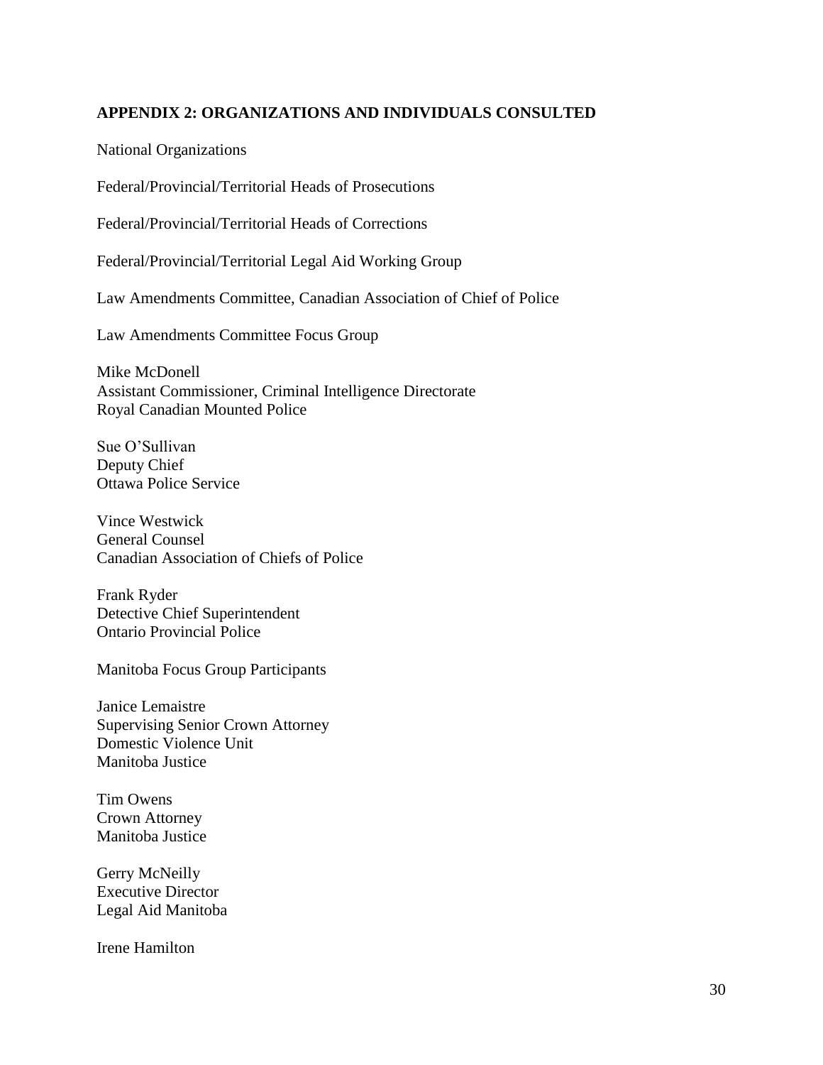## APPENDIX 2: ORGANIZATIONS AND INDIVIDUALS CONSULTED

National Organizations

Federal/Provincial/Territorial Heads of Prosecutions

Federal/Provincial/Territorial Heads of Corrections

Federal/Provincial/Territorial Legal Aid Working Group

Law Amendments Committee, Canadian Association of Chief of Police

Law Amendments Committee Focus Group

Mike McDonell
Assistant Commissioner, Criminal Intelligence Directorate
Royal Canadian Mounted Police

Sue O'Sullivan
Deputy Chief
Ottawa Police Service

Vince Westwick
General Counsel
Canadian Association of Chiefs of Police

Frank Ryder
Detective Chief Superintendent
Ontario Provincial Police

Manitoba Focus Group Participants

Janice Lemaistre
Supervising Senior Crown Attorney
Domestic Violence Unit
Manitoba Justice

Tim Owens
Crown Attorney
Manitoba Justice

Gerry McNeilly
Executive Director
Legal Aid Manitoba

Irene Hamilton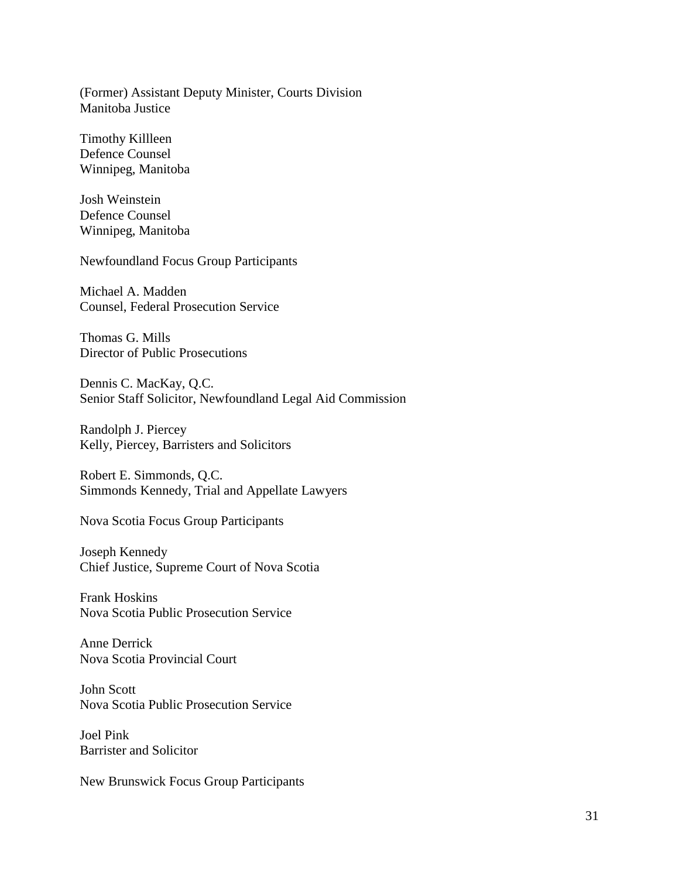(Former) Assistant Deputy Minister, Courts Division
Manitoba Justice

Timothy Killleen
Defence Counsel
Winnipeg, Manitoba

Josh Weinstein
Defence Counsel
Winnipeg, Manitoba

Newfoundland Focus Group Participants

Michael A. Madden
Counsel, Federal Prosecution Service

Thomas G. Mills
Director of Public Prosecutions

Dennis C. MacKay, Q.C.
Senior Staff Solicitor, Newfoundland Legal Aid Commission

Randolph J. Piercey
Kelly, Piercey, Barristers and Solicitors

Robert E. Simmonds, Q.C.
Simmonds Kennedy, Trial and Appellate Lawyers

Nova Scotia Focus Group Participants

Joseph Kennedy
Chief Justice, Supreme Court of Nova Scotia

Frank Hoskins
Nova Scotia Public Prosecution Service

Anne Derrick
Nova Scotia Provincial Court

John Scott
Nova Scotia Public Prosecution Service

Joel Pink
Barrister and Solicitor

New Brunswick Focus Group Participants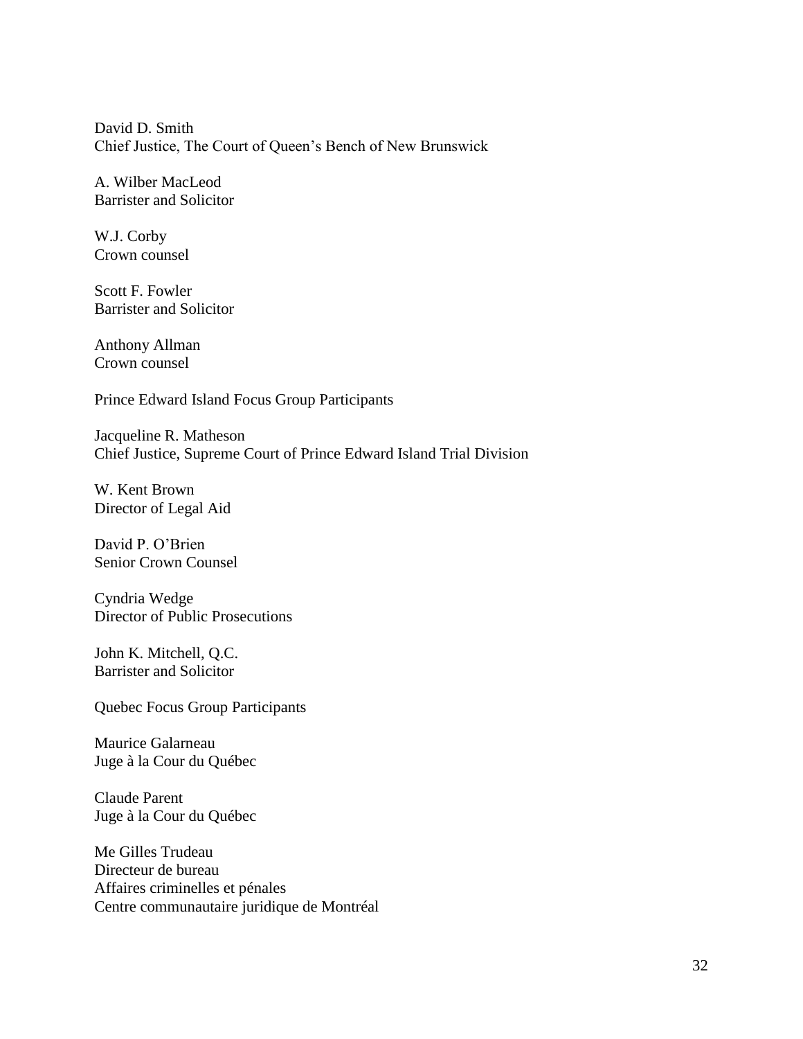David D. Smith
Chief Justice, The Court of Queen's Bench of New Brunswick

A. Wilber MacLeod
Barrister and Solicitor

W.J. Corby
Crown counsel

Scott F. Fowler
Barrister and Solicitor

Anthony Allman
Crown counsel

Prince Edward Island Focus Group Participants

Jacqueline R. Matheson
Chief Justice, Supreme Court of Prince Edward Island Trial Division

W. Kent Brown
Director of Legal Aid

David P. O'Brien
Senior Crown Counsel

Cyndria Wedge
Director of Public Prosecutions

John K. Mitchell, Q.C.
Barrister and Solicitor

Quebec Focus Group Participants

Maurice Galarneau
Juge à la Cour du Québec

Claude Parent
Juge à la Cour du Québec

Me Gilles Trudeau
Directeur de bureau
Affaires criminelles et pénales
Centre communautaire juridique de Montréal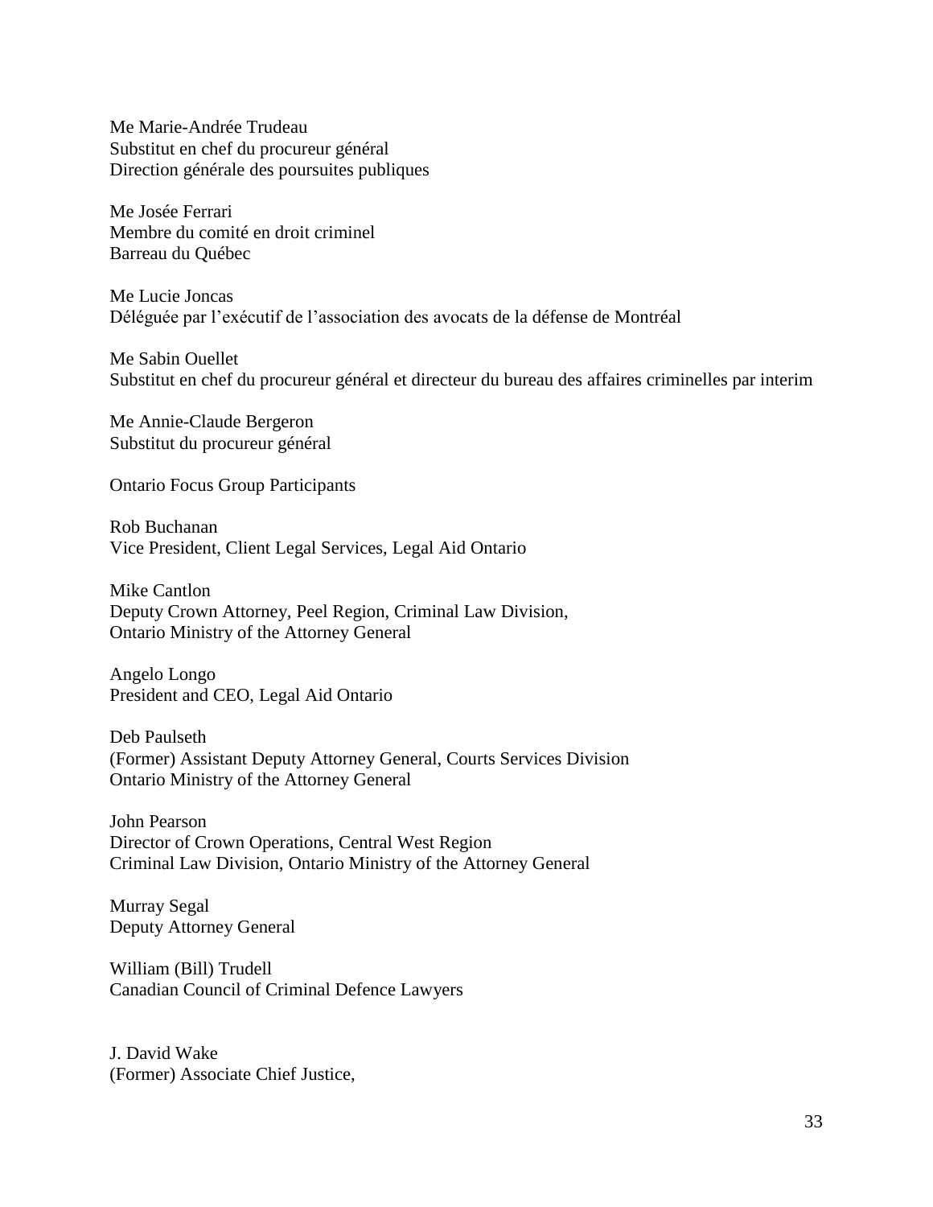Me Marie-Andrée Trudeau
Substitut en chef du procureur général
Direction générale des poursuites publiques

Me Josée Ferrari
Membre du comité en droit criminel
Barreau du Québec

Me Lucie Joncas
Déléguée par l'exécutif de l'association des avocats de la défense de Montréal

Me Sabin Ouellet
Substitut en chef du procureur général et directeur du bureau des affaires criminelles par interim

Me Annie-Claude Bergeron
Substitut du procureur général

Ontario Focus Group Participants

Rob Buchanan
Vice President, Client Legal Services, Legal Aid Ontario

Mike Cantlon
Deputy Crown Attorney, Peel Region, Criminal Law Division,
Ontario Ministry of the Attorney General

Angelo Longo
President and CEO, Legal Aid Ontario

Deb Paulseth
(Former) Assistant Deputy Attorney General, Courts Services Division
Ontario Ministry of the Attorney General

John Pearson
Director of Crown Operations, Central West Region
Criminal Law Division, Ontario Ministry of the Attorney General

Murray Segal
Deputy Attorney General

William (Bill) Trudell
Canadian Council of Criminal Defence Lawyers

J. David Wake
(Former) Associate Chief Justice,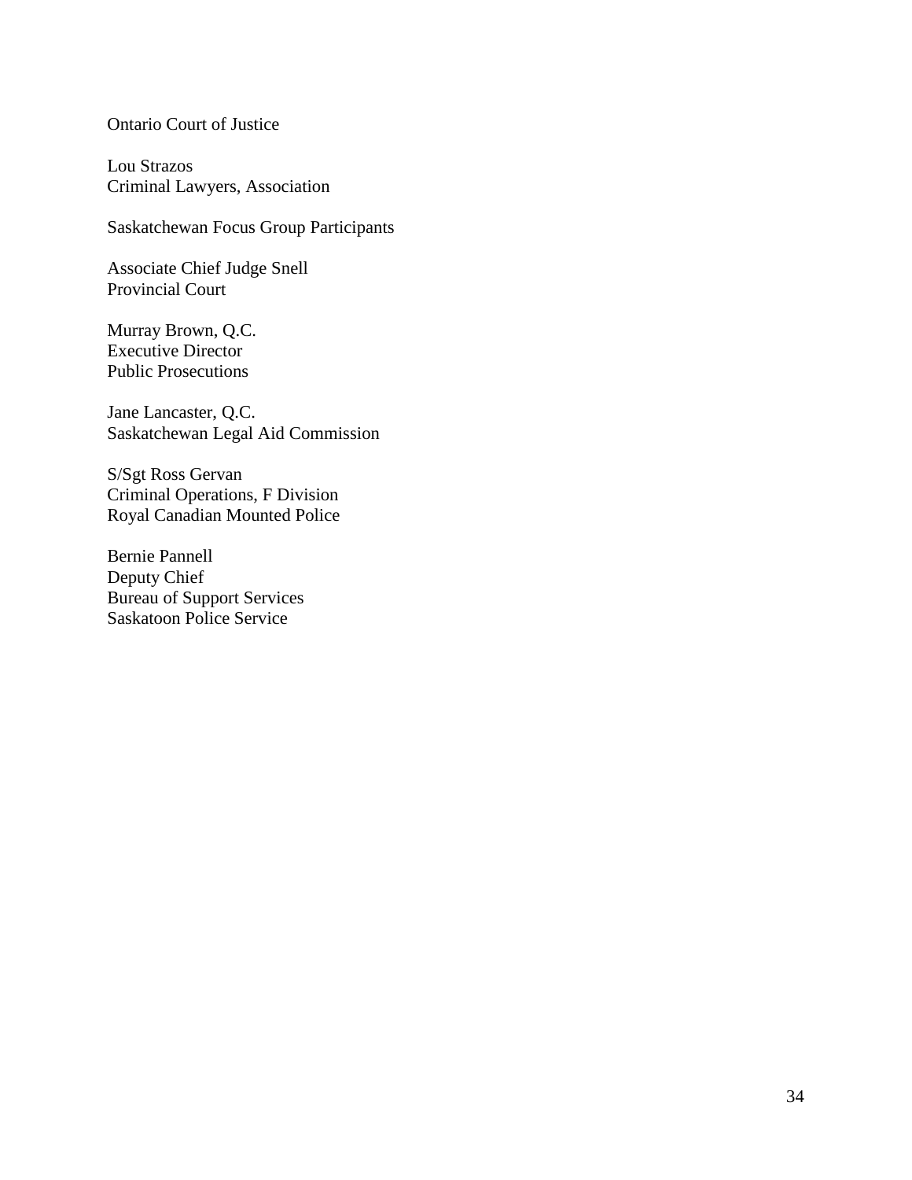Ontario Court of Justice

Lou Strazos
Criminal Lawyers, Association

Saskatchewan Focus Group Participants

Associate Chief Judge Snell
Provincial Court

Murray Brown, Q.C.
Executive Director
Public Prosecutions

Jane Lancaster, Q.C.
Saskatchewan Legal Aid Commission

S/Sgt Ross Gervan
Criminal Operations, F Division
Royal Canadian Mounted Police

Bernie Pannell
Deputy Chief
Bureau of Support Services
Saskatoon Police Service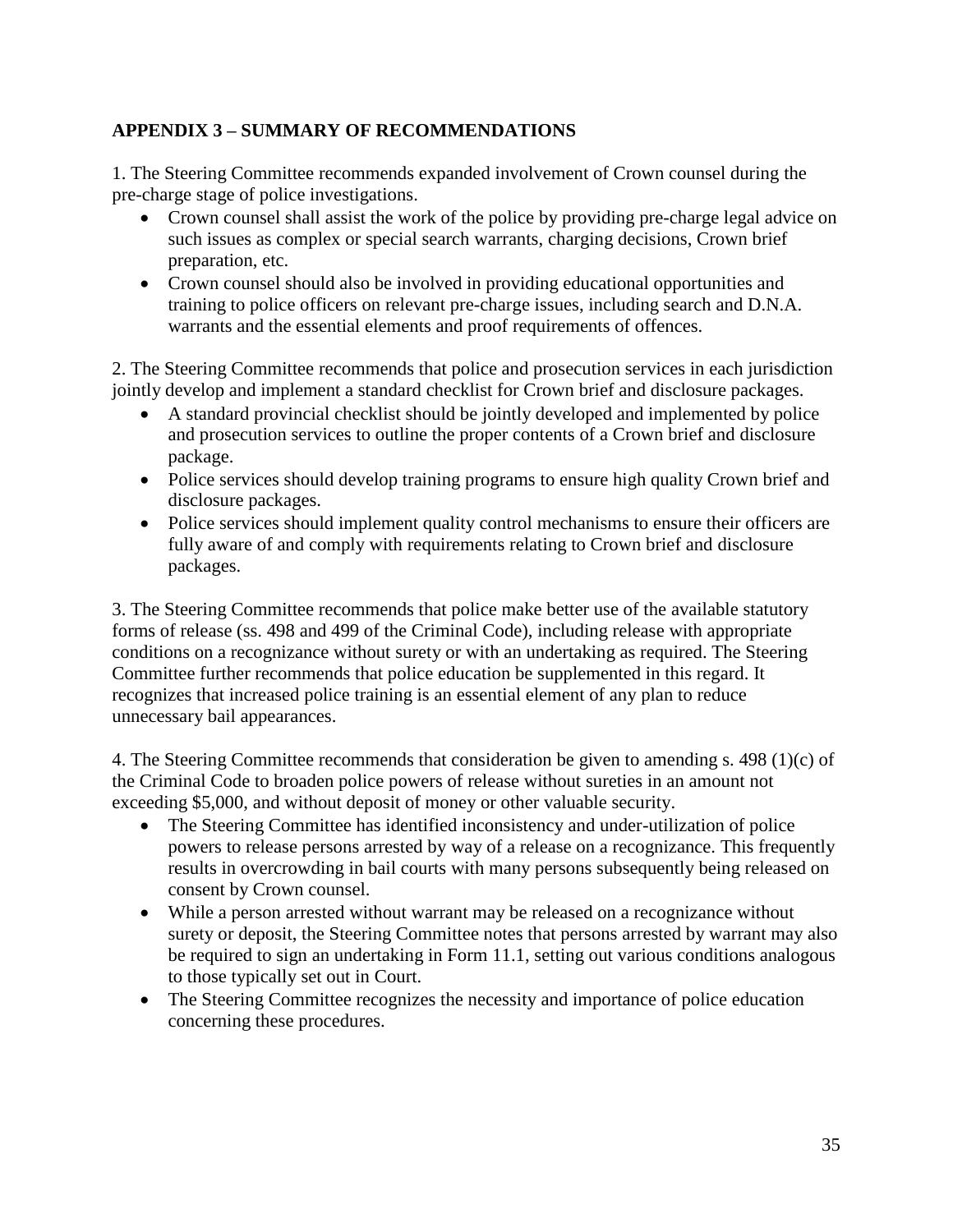## APPENDIX 3 – SUMMARY OF RECOMMENDATIONS

1. The Steering Committee recommends expanded involvement of Crown counsel during the pre-charge stage of police investigations.

- Crown counsel shall assist the work of the police by providing pre-charge legal advice on such issues as complex or special search warrants, charging decisions, Crown brief preparation, etc.
- Crown counsel should also be involved in providing educational opportunities and training to police officers on relevant pre-charge issues, including search and D.N.A. warrants and the essential elements and proof requirements of offences.

2. The Steering Committee recommends that police and prosecution services in each jurisdiction jointly develop and implement a standard checklist for Crown brief and disclosure packages.

- A standard provincial checklist should be jointly developed and implemented by police and prosecution services to outline the proper contents of a Crown brief and disclosure package.
- Police services should develop training programs to ensure high quality Crown brief and disclosure packages.
- Police services should implement quality control mechanisms to ensure their officers are fully aware of and comply with requirements relating to Crown brief and disclosure packages.

3. The Steering Committee recommends that police make better use of the available statutory forms of release (ss. 498 and 499 of the Criminal Code), including release with appropriate conditions on a recognizance without surety or with an undertaking as required. The Steering Committee further recommends that police education be supplemented in this regard. It recognizes that increased police training is an essential element of any plan to reduce unnecessary bail appearances.

4. The Steering Committee recommends that consideration be given to amending s. 498 (1)(c) of the Criminal Code to broaden police powers of release without sureties in an amount not exceeding $5,000, and without deposit of money or other valuable security.

- The Steering Committee has identified inconsistency and under-utilization of police powers to release persons arrested by way of a release on a recognizance. This frequently results in overcrowding in bail courts with many persons subsequently being released on consent by Crown counsel.
- While a person arrested without warrant may be released on a recognizance without surety or deposit, the Steering Committee notes that persons arrested by warrant may also be required to sign an undertaking in Form 11.1, setting out various conditions analogous to those typically set out in Court.
- The Steering Committee recognizes the necessity and importance of police education concerning these procedures.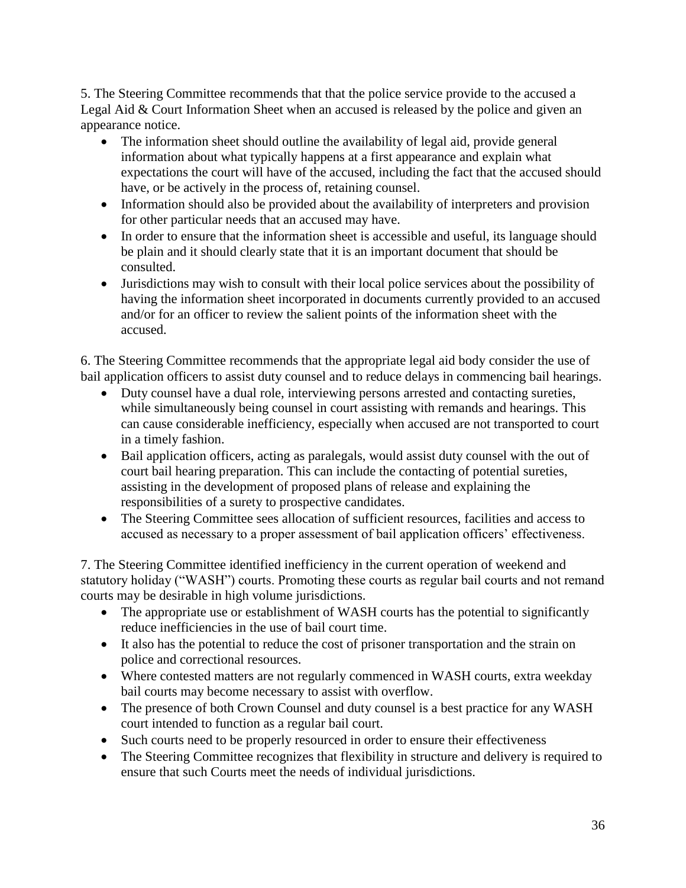5. The Steering Committee recommends that that the police service provide to the accused a Legal Aid & Court Information Sheet when an accused is released by the police and given an appearance notice.

- The information sheet should outline the availability of legal aid, provide general information about what typically happens at a first appearance and explain what expectations the court will have of the accused, including the fact that the accused should have, or be actively in the process of, retaining counsel.
- Information should also be provided about the availability of interpreters and provision for other particular needs that an accused may have.
- In order to ensure that the information sheet is accessible and useful, its language should be plain and it should clearly state that it is an important document that should be consulted.
- Jurisdictions may wish to consult with their local police services about the possibility of having the information sheet incorporated in documents currently provided to an accused and/or for an officer to review the salient points of the information sheet with the accused.

6. The Steering Committee recommends that the appropriate legal aid body consider the use of bail application officers to assist duty counsel and to reduce delays in commencing bail hearings.

- Duty counsel have a dual role, interviewing persons arrested and contacting sureties, while simultaneously being counsel in court assisting with remands and hearings. This can cause considerable inefficiency, especially when accused are not transported to court in a timely fashion.
- Bail application officers, acting as paralegals, would assist duty counsel with the out of court bail hearing preparation. This can include the contacting of potential sureties, assisting in the development of proposed plans of release and explaining the responsibilities of a surety to prospective candidates.
- The Steering Committee sees allocation of sufficient resources, facilities and access to accused as necessary to a proper assessment of bail application officers' effectiveness.

7. The Steering Committee identified inefficiency in the current operation of weekend and statutory holiday ("WASH") courts. Promoting these courts as regular bail courts and not remand courts may be desirable in high volume jurisdictions.

- The appropriate use or establishment of WASH courts has the potential to significantly reduce inefficiencies in the use of bail court time.
- It also has the potential to reduce the cost of prisoner transportation and the strain on police and correctional resources.
- Where contested matters are not regularly commenced in WASH courts, extra weekday bail courts may become necessary to assist with overflow.
- The presence of both Crown Counsel and duty counsel is a best practice for any WASH court intended to function as a regular bail court.
- Such courts need to be properly resourced in order to ensure their effectiveness
- The Steering Committee recognizes that flexibility in structure and delivery is required to ensure that such Courts meet the needs of individual jurisdictions.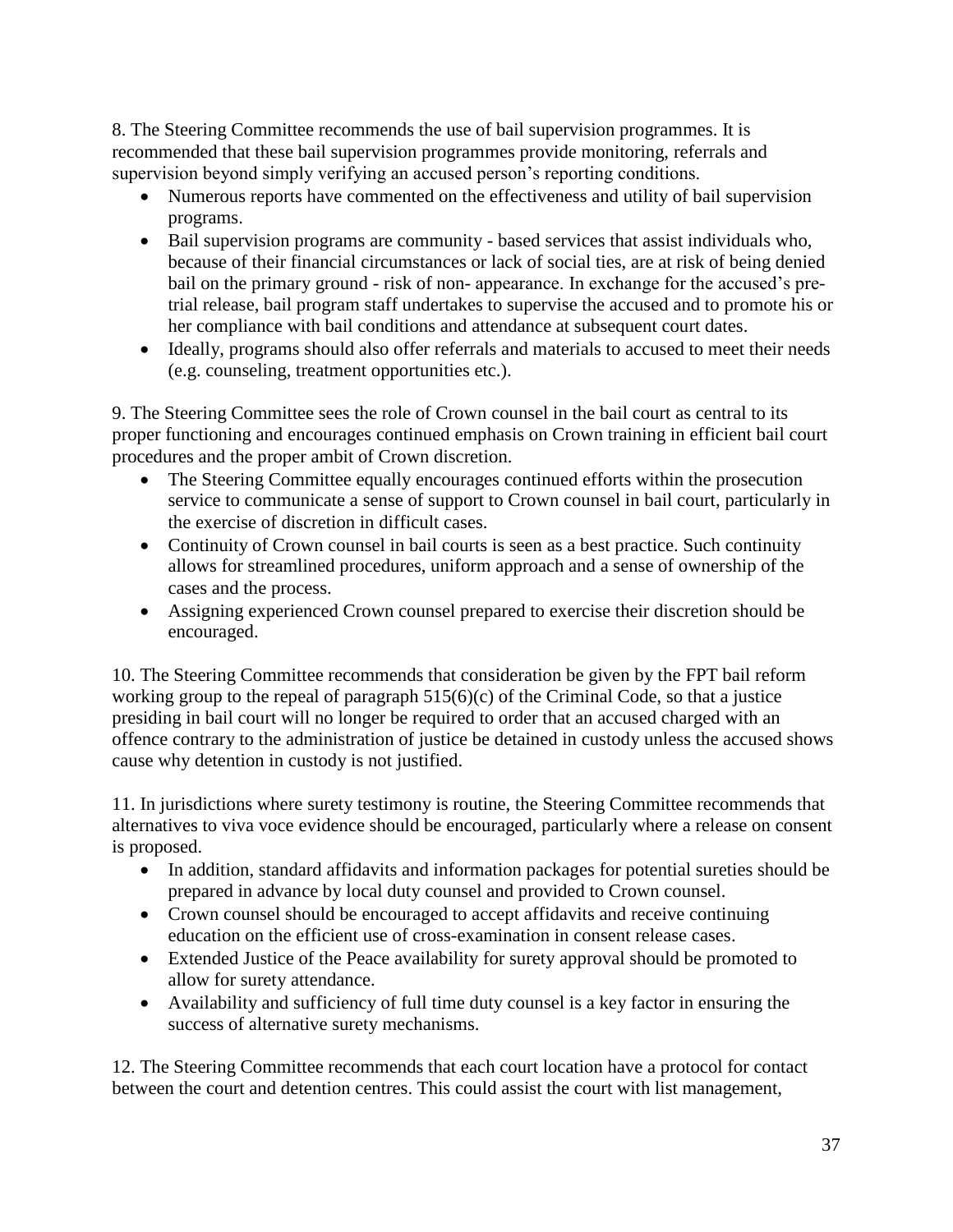8. The Steering Committee recommends the use of bail supervision programmes. It is recommended that these bail supervision programmes provide monitoring, referrals and supervision beyond simply verifying an accused person's reporting conditions.

- Numerous reports have commented on the effectiveness and utility of bail supervision programs.
- Bail supervision programs are community - based services that assist individuals who, because of their financial circumstances or lack of social ties, are at risk of being denied bail on the primary ground - risk of non- appearance. In exchange for the accused's pre-trial release, bail program staff undertakes to supervise the accused and to promote his or her compliance with bail conditions and attendance at subsequent court dates.
- Ideally, programs should also offer referrals and materials to accused to meet their needs (e.g. counseling, treatment opportunities etc.).

9. The Steering Committee sees the role of Crown counsel in the bail court as central to its proper functioning and encourages continued emphasis on Crown training in efficient bail court procedures and the proper ambit of Crown discretion.

- The Steering Committee equally encourages continued efforts within the prosecution service to communicate a sense of support to Crown counsel in bail court, particularly in the exercise of discretion in difficult cases.
- Continuity of Crown counsel in bail courts is seen as a best practice. Such continuity allows for streamlined procedures, uniform approach and a sense of ownership of the cases and the process.
- Assigning experienced Crown counsel prepared to exercise their discretion should be encouraged.

10. The Steering Committee recommends that consideration be given by the FPT bail reform working group to the repeal of paragraph 515(6)(c) of the Criminal Code, so that a justice presiding in bail court will no longer be required to order that an accused charged with an offence contrary to the administration of justice be detained in custody unless the accused shows cause why detention in custody is not justified.

11. In jurisdictions where surety testimony is routine, the Steering Committee recommends that alternatives to viva voce evidence should be encouraged, particularly where a release on consent is proposed.

- In addition, standard affidavits and information packages for potential sureties should be prepared in advance by local duty counsel and provided to Crown counsel.
- Crown counsel should be encouraged to accept affidavits and receive continuing education on the efficient use of cross-examination in consent release cases.
- Extended Justice of the Peace availability for surety approval should be promoted to allow for surety attendance.
- Availability and sufficiency of full time duty counsel is a key factor in ensuring the success of alternative surety mechanisms.

12. The Steering Committee recommends that each court location have a protocol for contact between the court and detention centres. This could assist the court with list management,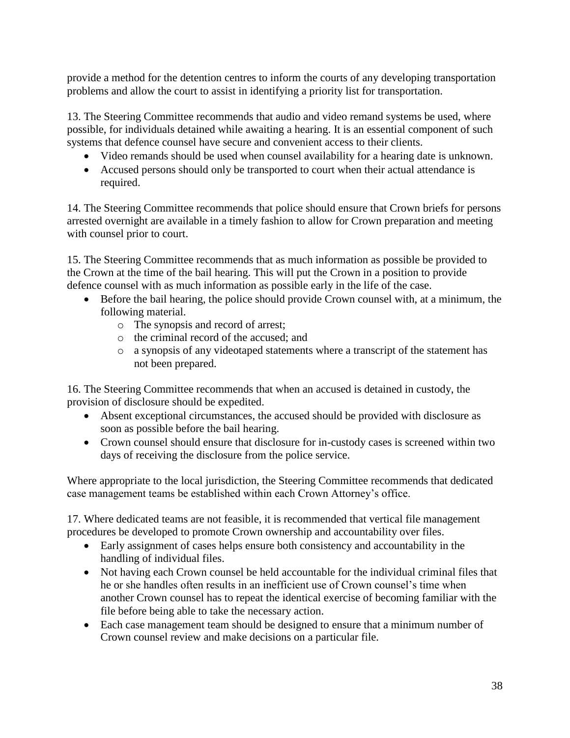provide a method for the detention centres to inform the courts of any developing transportation problems and allow the court to assist in identifying a priority list for transportation.

13. The Steering Committee recommends that audio and video remand systems be used, where possible, for individuals detained while awaiting a hearing. It is an essential component of such systems that defence counsel have secure and convenient access to their clients.

- Video remands should be used when counsel availability for a hearing date is unknown.
- Accused persons should only be transported to court when their actual attendance is required.

14. The Steering Committee recommends that police should ensure that Crown briefs for persons arrested overnight are available in a timely fashion to allow for Crown preparation and meeting with counsel prior to court.

15. The Steering Committee recommends that as much information as possible be provided to the Crown at the time of the bail hearing. This will put the Crown in a position to provide defence counsel with as much information as possible early in the life of the case.

- Before the bail hearing, the police should provide Crown counsel with, at a minimum, the following material.
  - The synopsis and record of arrest;
  - the criminal record of the accused; and
  - a synopsis of any videotaped statements where a transcript of the statement has not been prepared.

16. The Steering Committee recommends that when an accused is detained in custody, the provision of disclosure should be expedited.

- Absent exceptional circumstances, the accused should be provided with disclosure as soon as possible before the bail hearing.
- Crown counsel should ensure that disclosure for in-custody cases is screened within two days of receiving the disclosure from the police service.

Where appropriate to the local jurisdiction, the Steering Committee recommends that dedicated case management teams be established within each Crown Attorney's office.

17. Where dedicated teams are not feasible, it is recommended that vertical file management procedures be developed to promote Crown ownership and accountability over files.

- Early assignment of cases helps ensure both consistency and accountability in the handling of individual files.
- Not having each Crown counsel be held accountable for the individual criminal files that he or she handles often results in an inefficient use of Crown counsel's time when another Crown counsel has to repeat the identical exercise of becoming familiar with the file before being able to take the necessary action.
- Each case management team should be designed to ensure that a minimum number of Crown counsel review and make decisions on a particular file.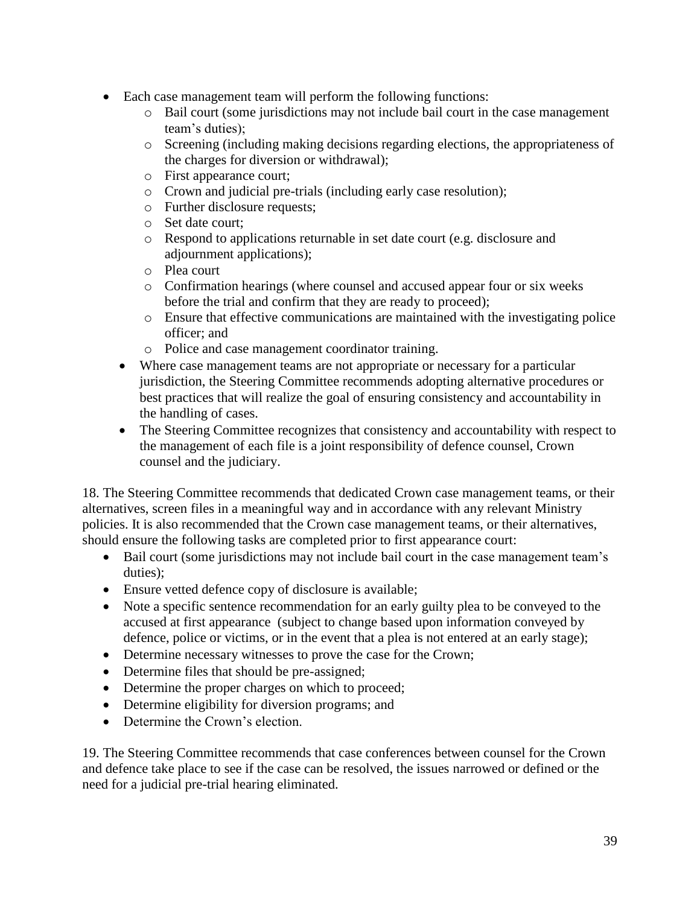- Each case management team will perform the following functions:
  - Bail court (some jurisdictions may not include bail court in the case management team's duties);
  - Screening (including making decisions regarding elections, the appropriateness of the charges for diversion or withdrawal);
  - First appearance court;
  - Crown and judicial pre-trials (including early case resolution);
  - Further disclosure requests;
  - Set date court;
  - Respond to applications returnable in set date court (e.g. disclosure and adjournment applications);
  - Plea court
  - Confirmation hearings (where counsel and accused appear four or six weeks before the trial and confirm that they are ready to proceed);
  - Ensure that effective communications are maintained with the investigating police officer; and
  - Police and case management coordinator training.
- Where case management teams are not appropriate or necessary for a particular jurisdiction, the Steering Committee recommends adopting alternative procedures or best practices that will realize the goal of ensuring consistency and accountability in the handling of cases.
- The Steering Committee recognizes that consistency and accountability with respect to the management of each file is a joint responsibility of defence counsel, Crown counsel and the judiciary.

18. The Steering Committee recommends that dedicated Crown case management teams, or their alternatives, screen files in a meaningful way and in accordance with any relevant Ministry policies. It is also recommended that the Crown case management teams, or their alternatives, should ensure the following tasks are completed prior to first appearance court:

- Bail court (some jurisdictions may not include bail court in the case management team's duties);
- Ensure vetted defence copy of disclosure is available;
- Note a specific sentence recommendation for an early guilty plea to be conveyed to the accused at first appearance (subject to change based upon information conveyed by defence, police or victims, or in the event that a plea is not entered at an early stage);
- Determine necessary witnesses to prove the case for the Crown;
- Determine files that should be pre-assigned;
- Determine the proper charges on which to proceed;
- Determine eligibility for diversion programs; and
- Determine the Crown's election.

19. The Steering Committee recommends that case conferences between counsel for the Crown and defence take place to see if the case can be resolved, the issues narrowed or defined or the need for a judicial pre-trial hearing eliminated.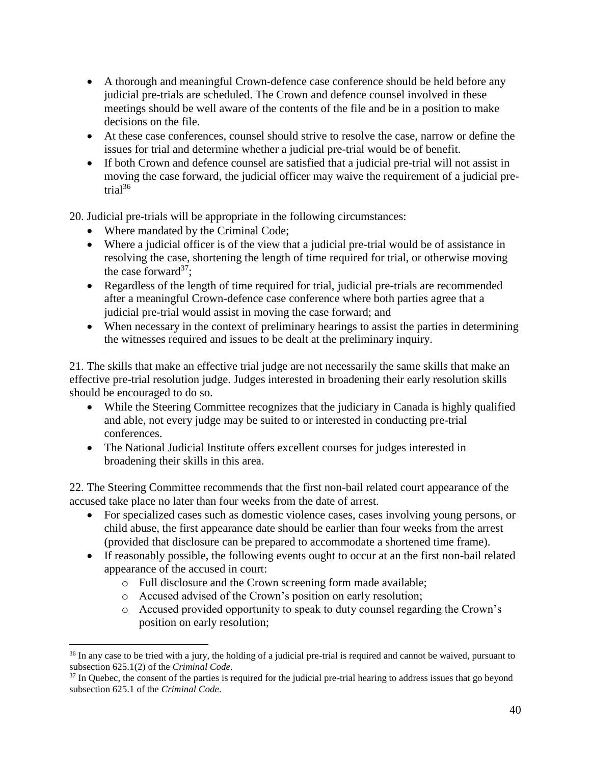- A thorough and meaningful Crown-defence case conference should be held before any judicial pre-trials are scheduled. The Crown and defence counsel involved in these meetings should be well aware of the contents of the file and be in a position to make decisions on the file.
- At these case conferences, counsel should strive to resolve the case, narrow or define the issues for trial and determine whether a judicial pre-trial would be of benefit.
- If both Crown and defence counsel are satisfied that a judicial pre-trial will not assist in moving the case forward, the judicial officer may waive the requirement of a judicial pre-trial[36]

20. Judicial pre-trials will be appropriate in the following circumstances:

- Where mandated by the Criminal Code;
- Where a judicial officer is of the view that a judicial pre-trial would be of assistance in resolving the case, shortening the length of time required for trial, or otherwise moving the case forward[37];
- Regardless of the length of time required for trial, judicial pre-trials are recommended after a meaningful Crown-defence case conference where both parties agree that a judicial pre-trial would assist in moving the case forward; and
- When necessary in the context of preliminary hearings to assist the parties in determining the witnesses required and issues to be dealt at the preliminary inquiry.

21. The skills that make an effective trial judge are not necessarily the same skills that make an effective pre-trial resolution judge. Judges interested in broadening their early resolution skills should be encouraged to do so.

- While the Steering Committee recognizes that the judiciary in Canada is highly qualified and able, not every judge may be suited to or interested in conducting pre-trial conferences.
- The National Judicial Institute offers excellent courses for judges interested in broadening their skills in this area.

22. The Steering Committee recommends that the first non-bail related court appearance of the accused take place no later than four weeks from the date of arrest.

- For specialized cases such as domestic violence cases, cases involving young persons, or child abuse, the first appearance date should be earlier than four weeks from the arrest (provided that disclosure can be prepared to accommodate a shortened time frame).
- If reasonably possible, the following events ought to occur at an the first non-bail related appearance of the accused in court:
    - Full disclosure and the Crown screening form made available;
    - Accused advised of the Crown's position on early resolution;
    - Accused provided opportunity to speak to duty counsel regarding the Crown's position on early resolution;

---

[36] In any case to be tried with a jury, the holding of a judicial pre-trial is required and cannot be waived, pursuant to subsection 625.1(2) of the *Criminal Code*.

[37] In Quebec, the consent of the parties is required for the judicial pre-trial hearing to address issues that go beyond subsection 625.1 of the *Criminal Code*.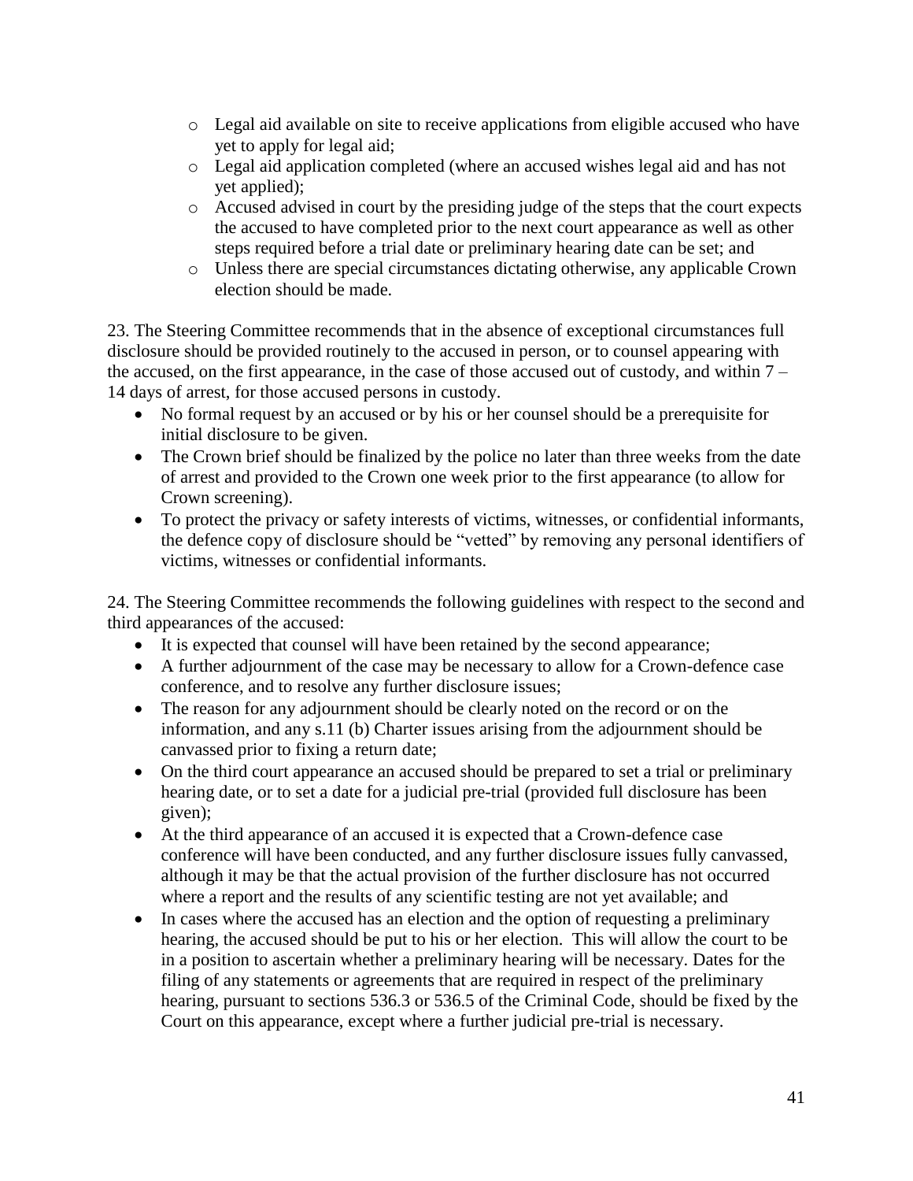- Legal aid available on site to receive applications from eligible accused who have yet to apply for legal aid;
  - Legal aid application completed (where an accused wishes legal aid and has not yet applied);
  - Accused advised in court by the presiding judge of the steps that the court expects the accused to have completed prior to the next court appearance as well as other steps required before a trial date or preliminary hearing date can be set; and
  - Unless there are special circumstances dictating otherwise, any applicable Crown election should be made.

23. The Steering Committee recommends that in the absence of exceptional circumstances full disclosure should be provided routinely to the accused in person, or to counsel appearing with the accused, on the first appearance, in the case of those accused out of custody, and within 7 – 14 days of arrest, for those accused persons in custody.

- No formal request by an accused or by his or her counsel should be a prerequisite for initial disclosure to be given.
- The Crown brief should be finalized by the police no later than three weeks from the date of arrest and provided to the Crown one week prior to the first appearance (to allow for Crown screening).
- To protect the privacy or safety interests of victims, witnesses, or confidential informants, the defence copy of disclosure should be "vetted" by removing any personal identifiers of victims, witnesses or confidential informants.

24. The Steering Committee recommends the following guidelines with respect to the second and third appearances of the accused:

- It is expected that counsel will have been retained by the second appearance;
- A further adjournment of the case may be necessary to allow for a Crown-defence case conference, and to resolve any further disclosure issues;
- The reason for any adjournment should be clearly noted on the record or on the information, and any s.11 (b) Charter issues arising from the adjournment should be canvassed prior to fixing a return date;
- On the third court appearance an accused should be prepared to set a trial or preliminary hearing date, or to set a date for a judicial pre-trial (provided full disclosure has been given);
- At the third appearance of an accused it is expected that a Crown-defence case conference will have been conducted, and any further disclosure issues fully canvassed, although it may be that the actual provision of the further disclosure has not occurred where a report and the results of any scientific testing are not yet available; and
- In cases where the accused has an election and the option of requesting a preliminary hearing, the accused should be put to his or her election. This will allow the court to be in a position to ascertain whether a preliminary hearing will be necessary. Dates for the filing of any statements or agreements that are required in respect of the preliminary hearing, pursuant to sections 536.3 or 536.5 of the Criminal Code, should be fixed by the Court on this appearance, except where a further judicial pre-trial is necessary.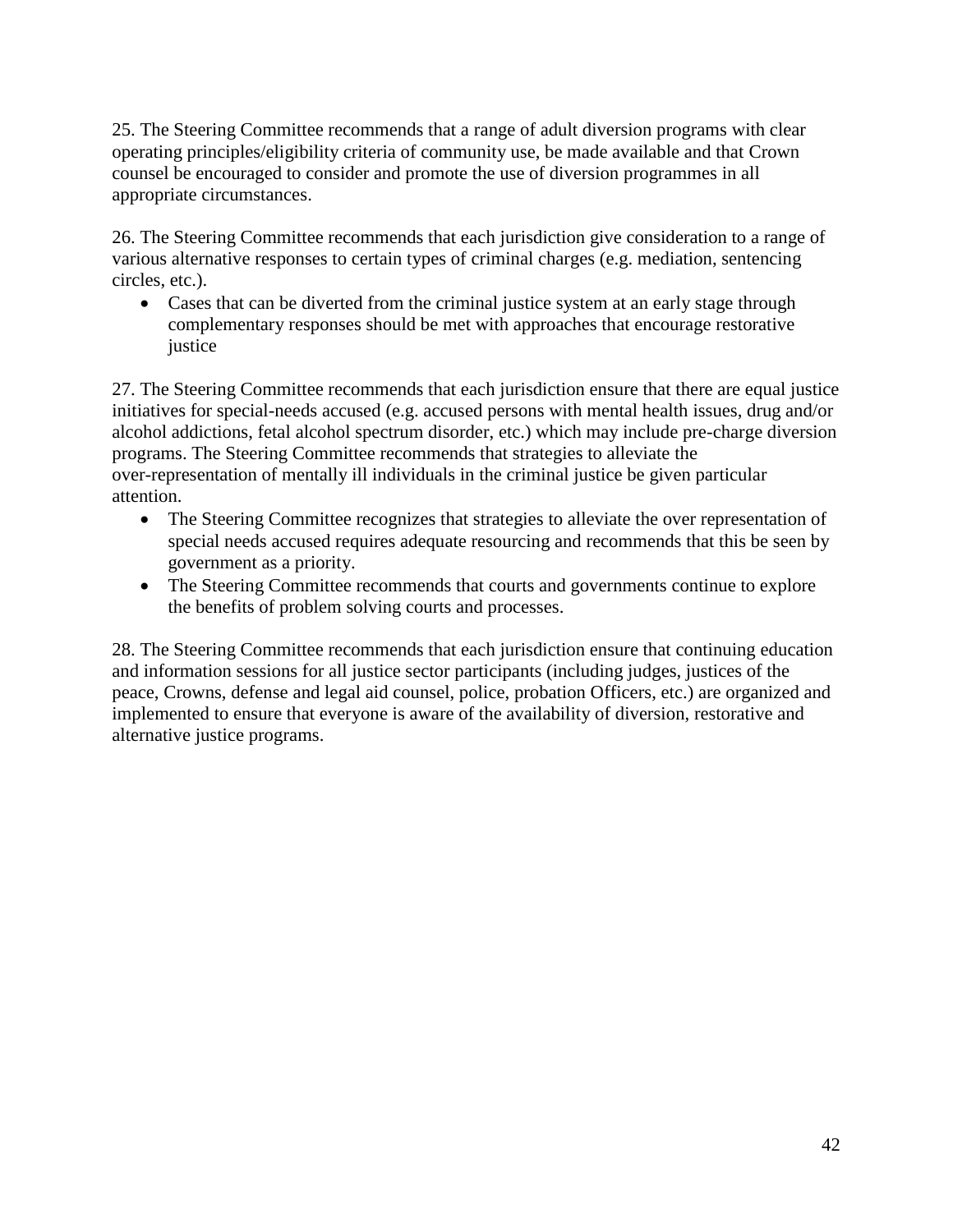25. The Steering Committee recommends that a range of adult diversion programs with clear operating principles/eligibility criteria of community use, be made available and that Crown counsel be encouraged to consider and promote the use of diversion programmes in all appropriate circumstances.

26. The Steering Committee recommends that each jurisdiction give consideration to a range of various alternative responses to certain types of criminal charges (e.g. mediation, sentencing circles, etc.).

- Cases that can be diverted from the criminal justice system at an early stage through complementary responses should be met with approaches that encourage restorative justice

27. The Steering Committee recommends that each jurisdiction ensure that there are equal justice initiatives for special-needs accused (e.g. accused persons with mental health issues, drug and/or alcohol addictions, fetal alcohol spectrum disorder, etc.) which may include pre-charge diversion programs. The Steering Committee recommends that strategies to alleviate the over-representation of mentally ill individuals in the criminal justice be given particular attention.

- The Steering Committee recognizes that strategies to alleviate the over representation of special needs accused requires adequate resourcing and recommends that this be seen by government as a priority.
- The Steering Committee recommends that courts and governments continue to explore the benefits of problem solving courts and processes.

28. The Steering Committee recommends that each jurisdiction ensure that continuing education and information sessions for all justice sector participants (including judges, justices of the peace, Crowns, defense and legal aid counsel, police, probation Officers, etc.) are organized and implemented to ensure that everyone is aware of the availability of diversion, restorative and alternative justice programs.